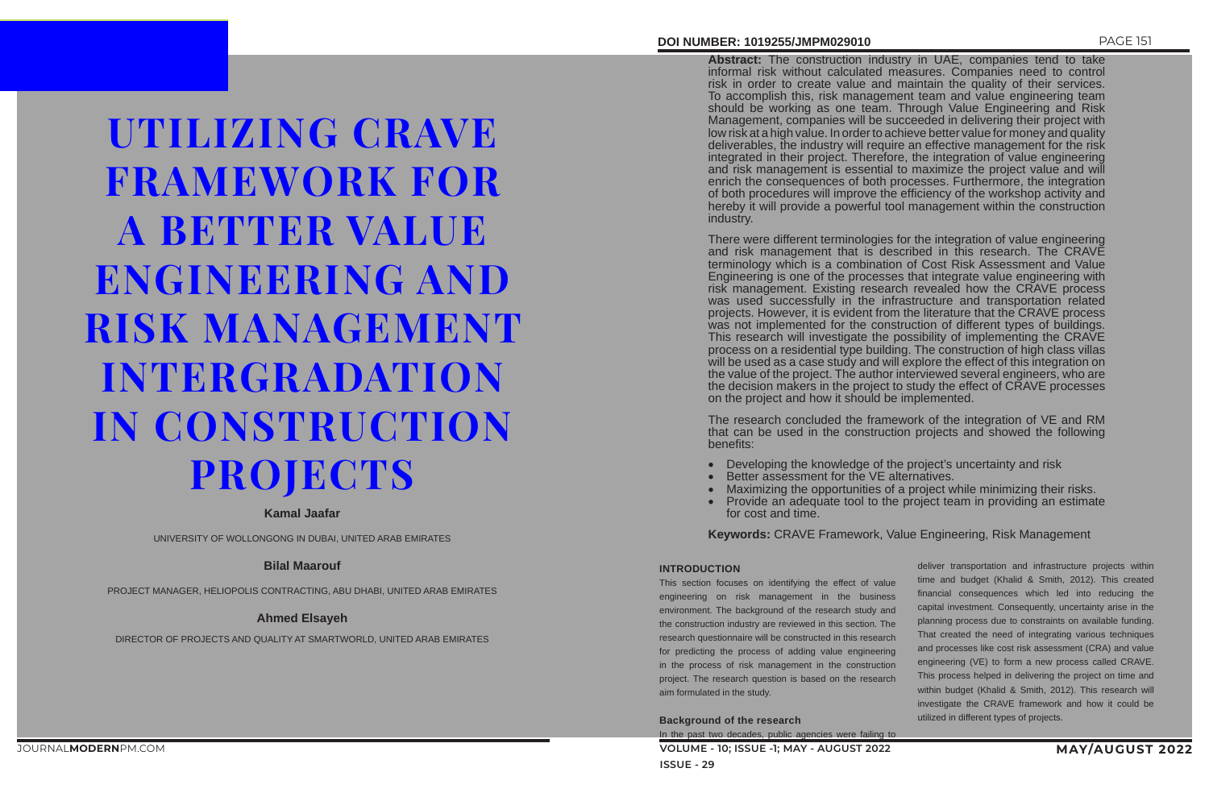# UTILIZING CRAVE FRAMEWORK FOR A BETTER VALUE ENGINEERING AND RISK MANAGEMENT INTERGRADATION IN CONSTRUCTION PROJECTS

**Kamal Jaafar**

UNIVERSITY OF WOLLONGONG IN DUBAI, UNITED ARAB EMIRATES

**Bilal Maarouf**

PROJECT MANAGER, HELIOPOLIS CONTRACTING, ABU DHABI, UNITED ARAB EMIRATES

**Ahmed Elsayeh**

DIRECTOR OF PROJECTS AND QUALITY AT SMARTWORLD, UNITED ARAB EMIRATES

**DOI NUMBER: 1019255/JMPM029010**

**Abstract:** The construction industry in UAE, companies tend to take informal risk without calculated measures. Companies need to control risk in order to create value and maintain the quality of their services. To accomplish this, risk management team and value engineering team should be working as one team. Through Value Engineering and Risk Management, companies will be succeeded in delivering their project with low risk at a high value. In order to achieve better value for money and quality deliverables, the industry will require an effective management for the risk integrated in their project. Therefore, the integration of value engineering and risk management is essential to maximize the project value and will enrich the consequences of both processes. Furthermore, the integration of both procedures will improve the efficiency of the workshop activity and hereby it will provide a powerful tool management within the construction industry.

There were different terminologies for the integration of value engineering and risk management that is described in this research. The CRAVE terminology which is a combination of Cost Risk Assessment and Value Engineering is one of the processes that integrate value engineering with risk management. Existing research revealed how the CRAVE process was used successfully in the infrastructure and transportation related projects. However, it is evident from the literature that the CRAVE process was not implemented for the construction of different types of buildings. This research will investigate the possibility of implementing the CRAVE process on a residential type building. The construction of high class villas will be used as a case study and will explore the effect of this integration on the value of the project. The author interviewed several engineers, who are the decision makers in the project to study the effect of CRAVE processes on the project and how it should be implemented.

The research concluded the framework of the integration of VE and RM that can be used in the construction projects and showed the following benefits:

- Developing the knowledge of the project's uncertainty and risk
- Better assessment for the VE alternatives.
- Maximizing the opportunities of a project while minimizing their risks.
- Provide an adequate tool to the project team in providing an estimate for cost and time.

**Keywords:** CRAVE Framework, Value Engineering, Risk Management

## INTRODUCTION

This section focuses on identifying the effect of value engineering on risk management in the business environment. The background of the research study and the construction industry are reviewed in this section. The research questionnaire will be constructed in this research for predicting the process of adding value engineering in the process of risk management in the construction project. The research question is based on the research aim formulated in the study.

### Background of the research

In the past two decades, public agencies were failing to deliver transportation and infrastructure projects within time and budget (Khalid & Smith, 2012). This created financial consequences which led into reducing the capital investment. Consequently, uncertainty arise in the planning process due to constraints on available funding. That created the need of integrating various techniques and processes like cost risk assessment (CRA) and value engineering (VE) to form a new process called CRAVE. This process helped in delivering the project on time and within budget (Khalid & Smith, 2012). This research will investigate the CRAVE framework and how it could be utilized in different types of projects.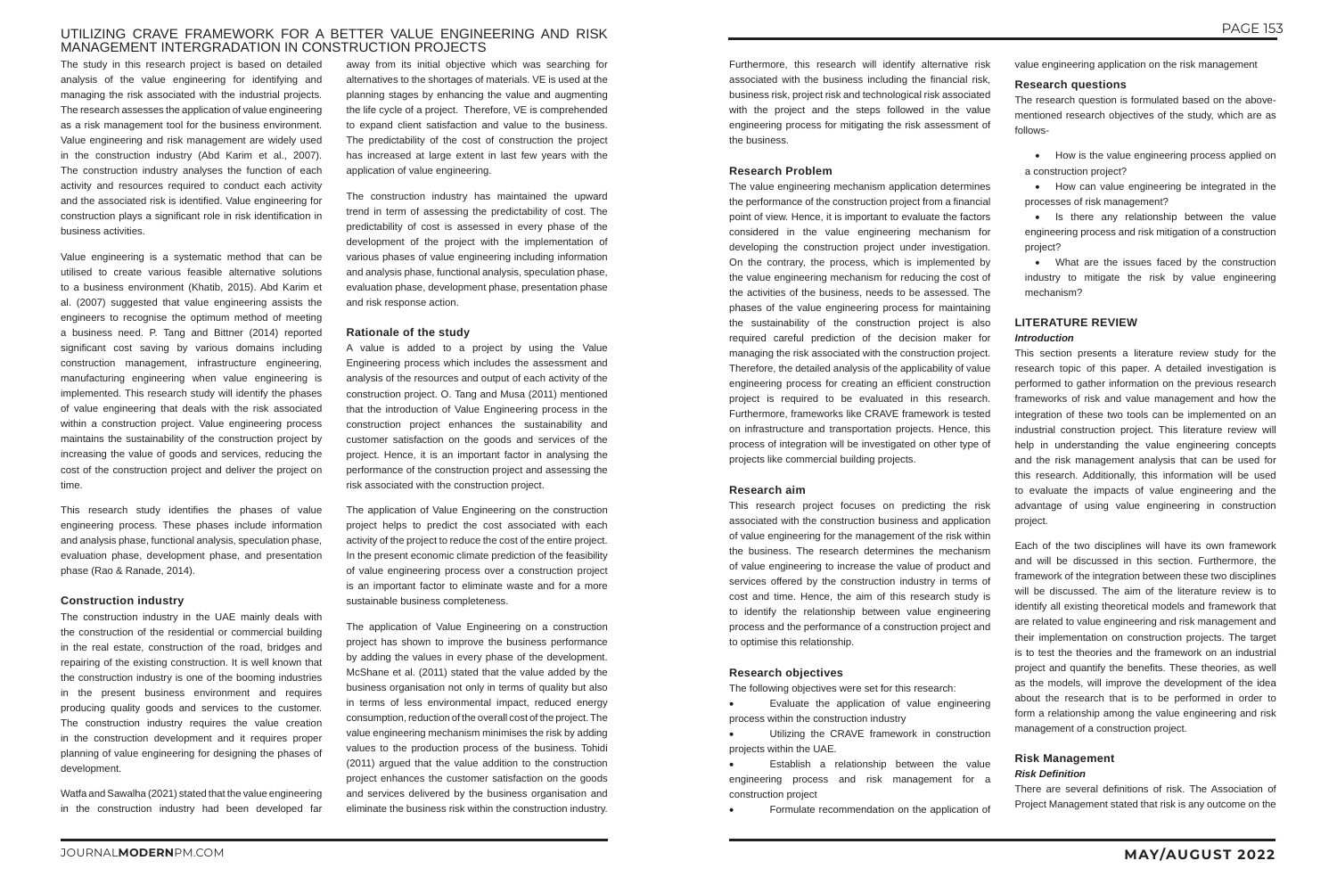The study in this research project is based on detailed analysis of the value engineering for identifying and managing the risk associated with the industrial projects. The research assesses the application of value engineering as a risk management tool for the business environment. Value engineering and risk management are widely used in the construction industry (Abd Karim et al., 2007). The construction industry analyses the function of each activity and resources required to conduct each activity and the associated risk is identified. Value engineering for construction plays a significant role in risk identification in business activities.

Value engineering is a systematic method that can be utilised to create various feasible alternative solutions to a business environment (Khatib, 2015). Abd Karim et al. (2007) suggested that value engineering assists the engineers to recognise the optimum method of meeting a business need. P. Tang and Bittner (2014) reported significant cost saving by various domains including construction management, infrastructure engineering, manufacturing engineering when value engineering is implemented. This research study will identify the phases of value engineering that deals with the risk associated within a construction project. Value engineering process maintains the sustainability of the construction project by increasing the value of goods and services, reducing the cost of the construction project and deliver the project on time.

This research study identifies the phases of value engineering process. These phases include information and analysis phase, functional analysis, speculation phase, evaluation phase, development phase, and presentation phase (Rao & Ranade, 2014).

### Construction industry

The construction industry in the UAE mainly deals with the construction of the residential or commercial building in the real estate, construction of the road, bridges and repairing of the existing construction. It is well known that the construction industry is one of the booming industries in the present business environment and requires producing quality goods and services to the customer. The construction industry requires the value creation in the construction development and it requires proper planning of value engineering for designing the phases of development.

Watfa and Sawalha (2021) stated that the value engineering in the construction industry had been developed far away from its initial objective which was searching for alternatives to the shortages of materials. VE is used at the planning stages by enhancing the value and augmenting the life cycle of a project. Therefore, VE is comprehended to expand client satisfaction and value to the business. The predictability of the cost of construction the project has increased at large extent in last few years with the application of value engineering.

The construction industry has maintained the upward trend in term of assessing the predictability of cost. The predictability of cost is assessed in every phase of the development of the project with the implementation of various phases of value engineering including information and analysis phase, functional analysis, speculation phase, evaluation phase, development phase, presentation phase and risk response action.

### Rationale of the study

A value is added to a project by using the Value Engineering process which includes the assessment and analysis of the resources and output of each activity of the construction project. O. Tang and Musa (2011) mentioned that the introduction of Value Engineering process in the construction project enhances the sustainability and customer satisfaction on the goods and services of the project. Hence, it is an important factor in analysing the performance of the construction project and assessing the risk associated with the construction project.

The application of Value Engineering on the construction project helps to predict the cost associated with each activity of the project to reduce the cost of the entire project. In the present economic climate prediction of the feasibility of value engineering process over a construction project is an important factor to eliminate waste and for a more sustainable business completeness.

The application of Value Engineering on a construction project has shown to improve the business performance by adding the values in every phase of the development. McShane et al. (2011) stated that the value added by the business organisation not only in terms of quality but also in terms of less environmental impact, reduced energy consumption, reduction of the overall cost of the project. The value engineering mechanism minimises the risk by adding values to the production process of the business. Tohidi (2011) argued that the value addition to the construction project enhances the customer satisfaction on the goods and services delivered by the business organisation and eliminate the business risk within the construction industry.

Furthermore, this research will identify alternative risk associated with the business including the financial risk, business risk, project risk and technological risk associated with the project and the steps followed in the value engineering process for mitigating the risk assessment of the business.

### Research Problem

The value engineering mechanism application determines the performance of the construction project from a financial point of view. Hence, it is important to evaluate the factors considered in the value engineering mechanism for developing the construction project under investigation. On the contrary, the process, which is implemented by the value engineering mechanism for reducing the cost of the activities of the business, needs to be assessed. The phases of the value engineering process for maintaining the sustainability of the construction project is also required careful prediction of the decision maker for managing the risk associated with the construction project. Therefore, the detailed analysis of the applicability of value engineering process for creating an efficient construction project is required to be evaluated in this research. Furthermore, frameworks like CRAVE framework is tested on infrastructure and transportation projects. Hence, this process of integration will be investigated on other type of projects like commercial building projects.

### Research aim

This research project focuses on predicting the risk associated with the construction business and application of value engineering for the management of the risk within the business. The research determines the mechanism of value engineering to increase the value of product and services offered by the construction industry in terms of cost and time. Hence, the aim of this research study is to identify the relationship between value engineering process and the performance of a construction project and to optimise this relationship.

### Research objectives

The following objectives were set for this research:

- Evaluate the application of value engineering process within the construction industry
- Utilizing the CRAVE framework in construction projects within the UAE.
- Establish a relationship between the value engineering process and risk management for a construction project
- Formulate recommendation on the application of value engineering application on the risk management

### Research questions

The research question is formulated based on the above-mentioned research objectives of the study, which are as follows-

- How is the value engineering process applied on a construction project?
- How can value engineering be integrated in the processes of risk management?
- Is there any relationship between the value engineering process and risk mitigation of a construction project?
- What are the issues faced by the construction industry to mitigate the risk by value engineering mechanism?

## LITERATURE REVIEW

### *Introduction*

This section presents a literature review study for the research topic of this paper. A detailed investigation is performed to gather information on the previous research frameworks of risk and value management and how the integration of these two tools can be implemented on an industrial construction project. This literature review will help in understanding the value engineering concepts and the risk management analysis that can be used for this research. Additionally, this information will be used to evaluate the impacts of value engineering and the advantage of using value engineering in construction project.

Each of the two disciplines will have its own framework and will be discussed in this section. Furthermore, the framework of the integration between these two disciplines will be discussed. The aim of the literature review is to identify all existing theoretical models and framework that are related to value engineering and risk management and their implementation on construction projects. The target is to test the theories and the framework on an industrial project and quantify the benefits. These theories, as well as the models, will improve the development of the idea about the research that is to be performed in order to form a relationship among the value engineering and risk management of a construction project.

### Risk Management

#### *Risk Definition*

There are several definitions of risk. The Association of Project Management stated that risk is any outcome on the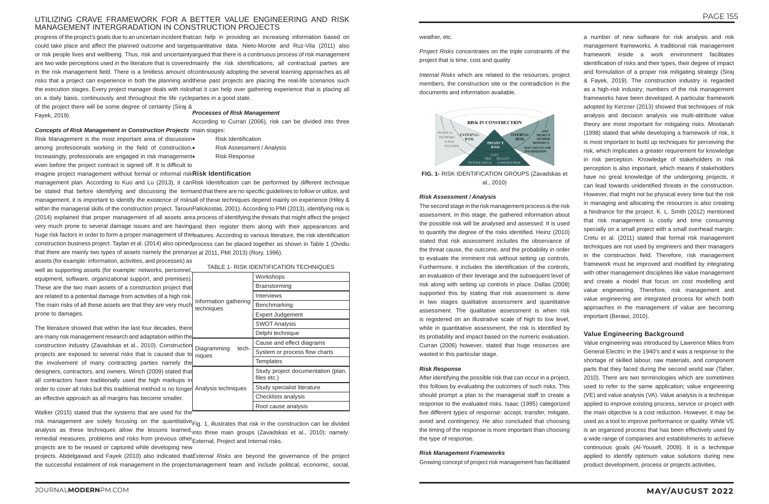progress of the project's goals due to an uncertain incident that could take place and affect the planned outcome and target or risk people lives and wellbeing. Thus, risk and uncertainty are two wide perceptions used in the literature that is covered in the risk management field. There is a limitless amount of risks that a project can experience in both the planning and the execution stages. Every project manager deals with risks on a daily basis, continuously and throughout the life cycle of the project there will be some degree of certainty (Siraj & Fayek, 2019).

### Concepts of Risk Management in Construction Projects

Risk Management is the most important area of discussion among professionals working in the field of construction. Increasingly, professionals are engaged in risk management even before the project contract is signed off. It is difficult to imagine project management without formal or informal risk management plan. According to Kuo and Lu (2013), it can be stated that before identifying and discussing the term management, it is important to identify the existence of risks within the managerial skills of the construction project. Taroun (2014) explained that proper management of all assets are very much prone to several damage issues and are having huge risk factors in order to form a proper management of the construction business project. Taylan et al. (2014) also opined that there are mainly two types of assets namely the primary assets (for example: information, activities, and processes) as well as supporting assets (for example: networks, personnel, equipment, software, organizational support, and premises). These are the two main assets of a construction project that are related to a potential damage from activities of a high risk. The main risks of all these assets are that they are very much prone to damages.

The literature showed that within the last four decades, there are many risk management research and adaptation within the construction industry (Zavadskas et al., 2010). Construction projects are exposed to several risks that is caused due to the involvement of many contracting parties namely the designers, contractors, and owners. Winch (2009) stated that all contractors have traditionally used the high markups in order to cover all risks but this traditional method is no longer an effective approach as all margins has become smaller.

Walker (2015) stated that the systems that are used for the risk management are solely focusing on the quantitative analysis as these techniques allow the lessons learned, remedial measures, problems and risks from previous other projects are to be reused or captured while developing new projects. Abdelgawad and Fayek (2010) also indicated that the successful instalment of risk management in the projects can help in providing an increasing information based on quantitative data. Nieto-Morote and Ruz-Vila (2011) also argued that there is a continuous process of risk management mainly the risk identifications, all contractual parties are continuously adopting the several learning approaches as all these past projects are placing the real-life scenarios such that it can help over gathering experience that is placing all parties in a good state.

### Processes of Risk Management

According to Curran (2006), risk can be divided into three main stages:

- Risk Identification
- Risk Assessment / Analysis
- Risk Response

### Risk Identification

Risk Identification can be performed by different technique and that there are no specific guidelines to follow or utilize, and all of these techniques depend mainly on experience (Hiley & Paliokostas, 2001). According to PMI (2013), identifying risk is a process of identifying the threats that might affect the project and then register them along with their appearances and features. According to various literature, the risk identification process can be placed together as shown in Table 1 (Ovidiu et al 2011, PMI 2013) (Rory, 1996).

TABLE 1- RISK IDENTIFICATION TECHNIQUES

| | |
|---|---|
| Information gathering techniques | Workshops |
| | Brainstorming |
| | Interviews |
| | Benchmarking |
| | Expert Judgement |
| | SWOT Analysis |
| | Delphi technique |
| Diagramming techniques | Cause and effect diagrams |
| | System or process flow charts |
| | Templates |
| Analysis techniques | Study project documentation (plan, files etc.) |
| | Study specialist literature |
| | Checklists analysis |
| | Root cause analysis |

Fig. 1, illustrates that risk in the construction can be divided into three main groups (Zavadskas et al., 2010); namely: External, Project and Internal risks.

*External Risks* are beyond the governance of the project management team and include political, economic, social, weather, etc.

*Project Risks* concentrates on the triple constraints of the project that is time, cost and quality

*Internal Risks* which are related to the resources, project members, the construction site or the contradiction in the documents and information available.

**FIG. 1-** RISK IDENTIFICATION GROUPS (Zavadskas et al., 2010)

### Risk Assessment / Analysis

The second stage in the risk management process is the risk assessment. In this stage, the gathered information about the possible risk will be analysed and assessed. It is used to quantify the degree of the risks identified. Heinz (2010) stated that risk assessment includes the observance of the threat cause, the outcome, and the probability in order to evaluate the imminent risk without setting up controls. Furthermore, it includes the identification of the controls, an evaluation of their leverage and the subsequent level of risk along with setting up controls in place. Dallas (2008) supported this by stating that risk assessment is done in two stages qualitative assessment and quantitative assessment. The qualitative assessment is when risk is registered on an illustrative scale of high to low level, while in quantitative assessment, the risk is identified by its probability and impact based on the numeric evaluation. Curran (2006) however, stated that huge resources are wasted in this particular stage.

### Risk Response

After identifying the possible risk that can occur in a project, this follows by evaluating the outcomes of such risks. This should prompt a plan to the managerial staff to create a response to the evaluated risks. Isaac (1995) categorized five different types of response: accept, transfer, mitigate, avoid and contingency. He also concluded that choosing the timing of the response is more important than choosing the type of response.

### Risk Management Frameworks

Growing concept of project risk management has facilitated a number of new software for risk analysis and risk management frameworks. A traditional risk management framework inside a work environment facilitates identification of risks and their types, their degree of impact and formulation of a proper risk mitigating strategy (Siraj & Fayek, 2019). The construction industry is regarded as a high-risk industry; numbers of the risk management frameworks have been developed. A particular framework adopted by Kerzner (2013) showed that techniques of risk analysis and decision analysis via multi-attribute value theory are most important for mitigating risks. Mootanah (1998) stated that while developing a framework of risk, it is most important to build up techniques for perceiving the risk, which implicates a greater requirement for knowledge in risk perception. Knowledge of stakeholders in risk perception is also important, which means if stakeholders have no great knowledge of the undergoing projects, it can lead towards unidentified threats in the construction. However, that might not be physical every time but the risk in managing and allocating the resources is also creating a hindrance for the project. K. L. Smith (2012) mentioned that risk management is costly and time consuming specially on a small project with a small overhead margin. Cretu et al. (2011) stated that formal risk management techniques are not used by engineers and their managers in the construction field. Therefore, risk management framework must be improved and modified by integrating with other management disciplines like value management and create a model that focus on cost modelling and value engineering. Therefore, risk management and value engineering are integrated process for which both approaches in the management of value are becoming important (Berawi, 2010).

### Value Engineering Background

Value engineering was introduced by Lawrence Miles from General Electric in the 1940's and it was a response to the shortage of skilled labour, raw materials, and component parts that they faced during the second world war (Taher, 2010). There are two terminologies which are sometimes used to refer to the same application; value engineering (VE) and value analysis (VA). Value analysis is a technique applied to improve existing process, service or project with the main objective is a cost reduction. However, it may be used as a tool to improve performance or quality. While VE is an organized process that has been effectively used by a wide range of companies and establishments to achieve continuous goals (Al-Yousefi, 2008). It is a technique applied to identify optimum value solutions during new product development, process or projects activities.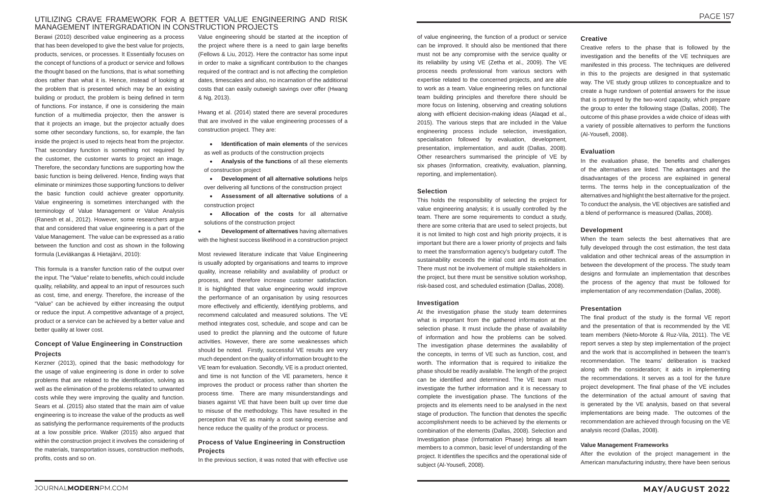Berawi (2010) described value engineering as a process that has been developed to give the best value for projects, products, services, or processes. It Essentially focuses on the concept of functions of a product or service and follows the thought based on the functions, that is what something does rather than what it is. Hence, instead of looking at the problem that is presented which may be an existing building or product, the problem is being defined in term of functions. For instance, if one is considering the main function of a multimedia projector, then the answer is that it projects an image, but the projector actually does some other secondary functions, so, for example, the fan inside the project is used to rejects heat from the projector. That secondary function is something not required by the customer, the customer wants to project an image. Therefore, the secondary functions are supporting how the basic function is being delivered. Hence, finding ways that eliminate or minimizes those supporting functions to deliver the basic function could achieve greater opportunity. Value engineering is sometimes interchanged with the terminology of Value Management or Value Analysis (Ranesh et al., 2012). However, some researchers argue that and considered that value engineering is a part of the Value Management. The value can be expressed as a ratio between the function and cost as shown in the following formula (Leviäkangas & Hietajärvi, 2010):

This formula is a transfer function ratio of the output over the input. The "Value" relate to benefits, which could include quality, reliability, and appeal to an input of resources such as cost, time, and energy. Therefore, the increase of the "Value" can be achieved by either increasing the output or reduce the input. A competitive advantage of a project, product or a service can be achieved by a better value and better quality at lower cost.

### Concept of Value Engineering in Construction Projects

Kerzner (2013), opined that the basic methodology for the usage of value engineering is done in order to solve problems that are related to the identification, solving as well as the elimination of the problems related to unwanted costs while they were improving the quality and function. Sears et al. (2015) also stated that the main aim of value engineering is to increase the value of the products as well as satisfying the performance requirements of the products at a low possible price. Walker (2015) also argued that within the construction project it involves the considering of the materials, transportation issues, construction methods, profits, costs and so on.

Value engineering should be started at the inception of the project where there is a need to gain large benefits (Fellows & Liu, 2012). Here the contractor has some input in order to make a significant contribution to the changes required of the contract and is not affecting the completion dates, timescales and also, no incarnation of the additional costs that can easily outweigh savings over offer (Hwang & Ng, 2013).

Hwang et al. (2014) stated there are several procedures that are involved in the value engineering processes of a construction project. They are:

- **Identification of main elements** of the services as well as products of the construction projects
- **Analysis of the functions** of all these elements of construction project
- **Development of all alternative solutions** helps over delivering all functions of the construction project
- **Assessment of all alternative solutions** of a construction project
- **Allocation of the costs** for all alternative solutions of the construction project
- **Development of alternatives** having alternatives with the highest success likelihood in a construction project

Most reviewed literature indicate that Value Engineering is usually adopted by organisations and teams to improve quality, increase reliability and availability of product or process, and therefore increase customer satisfaction. It is highlighted that value engineering would improve the performance of an organisation by using resources more effectively and efficiently, identifying problems, and recommend calculated and measured solutions. The VE method integrates cost, schedule, and scope and can be used to predict the planning and the outcome of future activities. However, there are some weaknesses which should be noted. Firstly, successful VE results are very much dependent on the quality of information brought to the VE team for evaluation. Secondly, VE is a product oriented, and time is not function of the VE parameters, hence it improves the product or process rather than shorten the process time. There are many misunderstandings and biases against VE that have been built up over time due to misuse of the methodology. This have resulted in the perception that VE as mainly a cost saving exercise and hence reduce the quality of the product or process.

### Process of Value Engineering in Construction Projects

In the previous section, it was noted that with effective use of value engineering, the function of a product or service can be improved. It should also be mentioned that there must not be any compromise with the service quality or its reliability by using VE (Zetha et al., 2009). The VE process needs professional from various sectors with expertise related to the concerned projects, and are able to work as a team. Value engineering relies on functional team building principles and therefore there should be more focus on listening, observing and creating solutions along with efficient decision-making ideas (Alaqad et al., 2015). The various steps that are included in the Value engineering process include selection, investigation, specialisation followed by evaluation, development, presentation, implementation, and audit (Dallas, 2008). Other researchers summarised the principle of VE by six phases (Information, creativity, evaluation, planning, reporting, and implementation).

#### Selection

This holds the responsibility of selecting the project for value engineering analysis; it is usually controlled by the team. There are some requirements to conduct a study, there are some criteria that are used to select projects, but it is not limited to high cost and high priority projects, it is important but there are a lower priority of projects and fails to meet the transformation agency's budgetary cutoff. The sustainability exceeds the initial cost and its estimation. There must not be involvement of multiple stakeholders in the project, but there must be sensitive solution workshop, risk-based cost, and scheduled estimation (Dallas, 2008).

#### Investigation

At the investigation phase the study team determines what is important from the gathered information at the selection phase. It must include the phase of availability of information and how the problems can be solved. The investigation phase determines the availability of the concepts, in terms of VE such as function, cost, and worth. The information that is required to initialize the phase should be readily available. The length of the project can be identified and determined. The VE team must investigate the further information and it is necessary to complete the investigation phase. The functions of the projects and its elements need to be analysed in the next stage of production. The function that denotes the specific accomplishment needs to be achieved by the elements or combination of the elements (Dallas, 2008). Selection and Investigation phase (Information Phase) brings all team members to a common, basic level of understanding of the project. It identifies the specifics and the operational side of subject (Al-Yousefi, 2008).

#### Creative

Creative refers to the phase that is followed by the investigation and the benefits of the VE techniques are manifested in this process. The techniques are delivered in this to the projects are designed in that systematic way. The VE study group utilizes to conceptualize and to create a huge rundown of potential answers for the issue that is portrayed by the two-word capacity, which prepare the group to enter the following stage (Dallas, 2008). The outcome of this phase provides a wide choice of ideas with a variety of possible alternatives to perform the functions (Al-Yousefi, 2008).

#### Evaluation

In the evaluation phase, the benefits and challenges of the alternatives are listed. The advantages and the disadvantages of the process are explained in general terms. The terms help in the conceptualization of the alternatives and highlight the best alternative for the project. To conduct the analysis, the VE objectives are satisfied and a blend of performance is measured (Dallas, 2008).

#### Development

When the team selects the best alternatives that are fully developed through the cost estimation, the test data validation and other technical areas of the assumption in between the development of the process. The study team designs and formulate an implementation that describes the process of the agency that must be followed for implementation of any recommendation (Dallas, 2008).

#### Presentation

The final product of the study is the formal VE report and the presentation of that is recommended by the VE team members (Nieto-Morote & Ruz-Vila, 2011). The VE report serves a step by step implementation of the project and the work that is accomplished in between the team's recommendation. The teams' deliberation is tracked along with the consideration; it aids in implementing the recommendations. It serves as a tool for the future project development. The final phase of the VE includes the determination of the actual amount of saving that is generated by the VE analysis, based on that several implementations are being made. The outcomes of the recommendation are achieved through focusing on the VE analysis record (Dallas, 2008).

#### Value Management Frameworks

After the evolution of the project management in the American manufacturing industry, there have been serious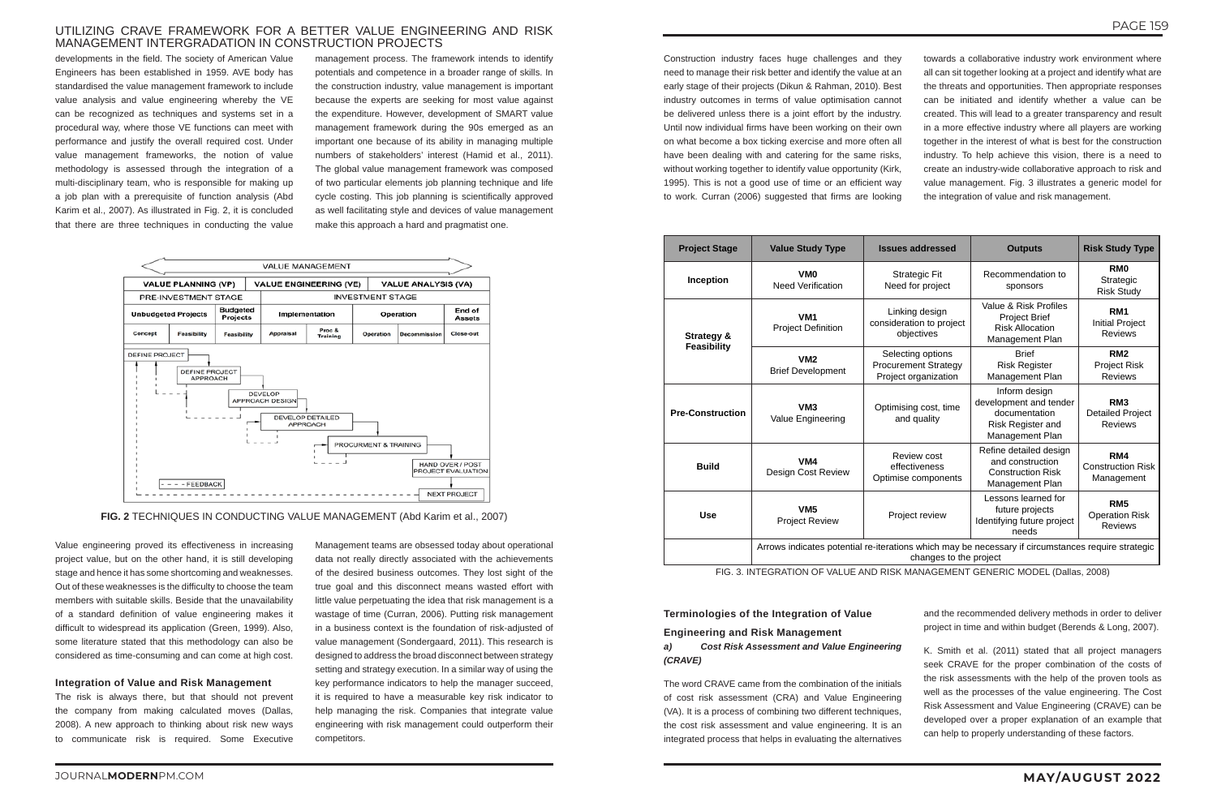developments in the field. The society of American Value Engineers has been established in 1959. AVE body has standardised the value management framework to include value analysis and value engineering whereby the VE can be recognized as techniques and systems set in a procedural way, where those VE functions can meet with performance and justify the overall required cost. Under value management frameworks, the notion of value methodology is assessed through the integration of a multi-disciplinary team, who is responsible for making up a job plan with a prerequisite of function analysis (Abd Karim et al., 2007). As illustrated in Fig. 2, it is concluded that there are three techniques in conducting the value management process. The framework intends to identify potentials and competence in a broader range of skills. In the construction industry, value management is important because the experts are seeking for most value against the expenditure. However, development of SMART value management framework during the 90s emerged as an important one because of its ability in managing multiple numbers of stakeholders' interest (Hamid et al., 2011). The global value management framework was composed of two particular elements job planning technique and life cycle costing. This job planning is scientifically approved as well facilitating style and devices of value management make this approach a hard and pragmatist one.

**FIG. 2** TECHNIQUES IN CONDUCTING VALUE MANAGEMENT (Abd Karim et al., 2007)

Value engineering proved its effectiveness in increasing project value, but on the other hand, it is still developing stage and hence it has some shortcoming and weaknesses. Out of these weaknesses is the difficulty to choose the team members with suitable skills. Beside that the unavailability of a standard definition of value engineering makes it difficult to widespread its application (Green, 1999). Also, some literature stated that this methodology can also be considered as time-consuming and can come at high cost.

### Integration of Value and Risk Management

The risk is always there, but that should not prevent the company from making calculated moves (Dallas, 2008). A new approach to thinking about risk new ways to communicate risk is required. Some Executive Management teams are obsessed today about operational data not really directly associated with the achievements of the desired business outcomes. They lost sight of the true goal and this disconnect means wasted effort with little value perpetuating the idea that risk management is a wastage of time (Curran, 2006). Putting risk management in a business context is the foundation of risk-adjusted of value management (Sondergaard, 2011). This research is designed to address the broad disconnect between strategy setting and strategy execution. In a similar way of using the key performance indicators to help the manager succeed, it is required to have a measurable key risk indicator to help managing the risk. Companies that integrate value engineering with risk management could outperform their competitors.

Construction industry faces huge challenges and they need to manage their risk better and identify the value at an early stage of their projects (Dikun & Rahman, 2010). Best industry outcomes in terms of value optimisation cannot be delivered unless there is a joint effort by the industry. Until now individual firms have been working on their own on what become a box ticking exercise and more often all have been dealing with and catering for the same risks, without working together to identify value opportunity (Kirk, 1995). This is not a good use of time or an efficient way to work. Curran (2006) suggested that firms are looking towards a collaborative industry work environment where all can sit together looking at a project and identify what are the threats and opportunities. Then appropriate responses can be initiated and identify whether a value can be created. This will lead to a greater transparency and result in a more effective industry where all players are working together in the interest of what is best for the construction industry. To help achieve this vision, there is a need to create an industry-wide collaborative approach to risk and value management. Fig. 3 illustrates a generic model for the integration of value and risk management.

| Project Stage | Value Study Type | Issues addressed | Outputs | Risk Study Type |
|---|---|---|---|---|
| **Inception** | **VM0** Need Verification | Strategic Fit Need for project | Recommendation to sponsors | **RM0** Strategic Risk Study |
| **Strategy & Feasibility** | **VM1** Project Definition | Linking design consideration to project objectives | Value & Risk Profiles Project Brief Risk Allocation Management Plan | **RM1** Initial Project Reviews |
| | **VM2** Brief Development | Selecting options Procurement Strategy Project organization | Brief Risk Register Management Plan | **RM2** Project Risk Reviews |
| **Pre-Construction** | **VM3** Value Engineering | Optimising cost, time and quality | Inform design development and tender documentation Risk Register and Management Plan | **RM3** Detailed Project Reviews |
| **Build** | **VM4** Design Cost Review | Review cost effectiveness Optimise components | Refine detailed design and construction Construction Risk Management Plan | **RM4** Construction Risk Management |
| **Use** | **VM5** Project Review | Project review | Lessons learned for future projects Identifying future project needs | **RM5** Operation Risk Reviews |
| | Arrows indicates potential re-iterations which may be necessary if circumstances require strategic changes to the project | | | |

FIG. 3. INTEGRATION OF VALUE AND RISK MANAGEMENT GENERIC MODEL (Dallas, 2008)

### Terminologies of the Integration of Value Engineering and Risk Management

***a) Cost Risk Assessment and Value Engineering (CRAVE)***

The word CRAVE came from the combination of the initials of cost risk assessment (CRA) and Value Engineering (VA). It is a process of combining two different techniques, the cost risk assessment and value engineering. It is an integrated process that helps in evaluating the alternatives and the recommended delivery methods in order to deliver project in time and within budget (Berends & Long, 2007).

K. Smith et al. (2011) stated that all project managers seek CRAVE for the proper combination of the costs of the risk assessments with the help of the proven tools as well as the processes of the value engineering. The Cost Risk Assessment and Value Engineering (CRAVE) can be developed over a proper explanation of an example that can help to properly understanding of these factors.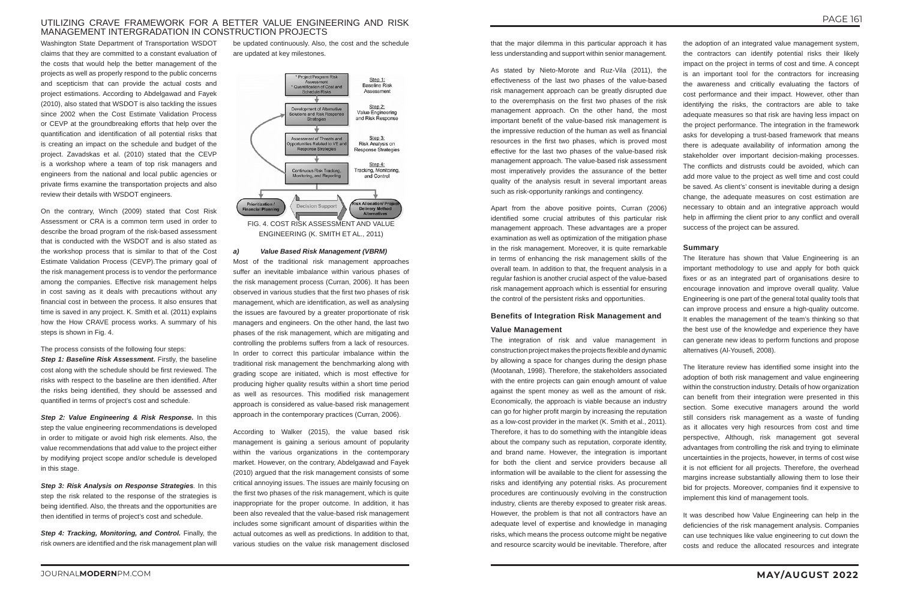Washington State Department of Transportation WSDOT claims that they are committed to a constant evaluation of the costs that would help the better management of the projects as well as properly respond to the public concerns and scepticism that can provide the actual costs and project estimations. According to Abdelgawad and Fayek (2010), also stated that WSDOT is also tackling the issues since 2002 when the Cost Estimate Validation Process or CEVP at the groundbreaking efforts that help over the quantification and identification of all potential risks that is creating an impact on the schedule and budget of the project. Zavadskas et al. (2010) stated that the CEVP is a workshop where a team of top risk managers and engineers from the national and local public agencies or private firms examine the transportation projects and also review their details with WSDOT engineers.

On the contrary, Winch (2009) stated that Cost Risk Assessment or CRA is a common term used in order to describe the broad program of the risk-based assessment that is conducted with the WSDOT and is also stated as the workshop process that is similar to that of the Cost Estimate Validation Process (CEVP).The primary goal of the risk management process is to vendor the performance among the companies. Effective risk management helps in cost saving as it deals with precautions without any financial cost in between the process. It also ensures that time is saved in any project. K. Smith et al. (2011) explains how the How CRAVE process works. A summary of his steps is shown in Fig. 4.

The process consists of the following four steps:

***Step 1: Baseline Risk Assessment.*** Firstly, the baseline cost along with the schedule should be first reviewed. The risks with respect to the baseline are then identified. After the risks being identified, they should be assessed and quantified in terms of project's cost and schedule.

***Step 2: Value Engineering & Risk Response.*** In this step the value engineering recommendations is developed in order to mitigate or avoid high risk elements. Also, the value recommendations that add value to the project either by modifying project scope and/or schedule is developed in this stage.

***Step 3: Risk Analysis on Response Strategies***. In this step the risk related to the response of the strategies is being identified. Also, the threats and the opportunities are then identified in terms of project's cost and schedule.

***Step 4: Tracking, Monitoring, and Control.*** Finally, the risk owners are identified and the risk management plan will be updated continuously. Also, the cost and the schedule are updated at key milestones.

FIG. 4. COST RISK ASSESSMENT AND VALUE ENGINEERING (K. SMITH ET AL., 2011)

### *a) Value Based Risk Management (VBRM)*

Most of the traditional risk management approaches suffer an inevitable imbalance within various phases of the risk management process (Curran, 2006). It has been observed in various studies that the first two phases of risk management, which are identification, as well as analysing the issues are favoured by a greater proportionate of risk managers and engineers. On the other hand, the last two phases of the risk management, which are mitigating and controlling the problems suffers from a lack of resources. In order to correct this particular imbalance within the traditional risk management the benchmarking along with grading scope are initiated, which is most effective for producing higher quality results within a short time period as well as resources. This modified risk management approach is considered as value-based risk management approach in the contemporary practices (Curran, 2006).

According to Walker (2015), the value based risk management is gaining a serious amount of popularity within the various organizations in the contemporary market. However, on the contrary, Abdelgawad and Fayek (2010) argued that the risk management consists of some critical annoying issues. The issues are mainly focusing on the first two phases of the risk management, which is quite inappropriate for the proper outcome. In addition, it has been also revealed that the value-based risk management includes some significant amount of disparities within the actual outcomes as well as predictions. In addition to that, various studies on the value risk management disclosed that the major dilemma in this particular approach it has less understanding and support within senior management.

As stated by Nieto-Morote and Ruz-Vila (2011), the effectiveness of the last two phases of the value-based risk management approach can be greatly disrupted due to the overemphasis on the first two phases of the risk management approach. On the other hand, the most important benefit of the value-based risk management is the impressive reduction of the human as well as financial resources in the first two phases, which is proved most effective for the last two phases of the value-based risk management approach. The value-based risk assessment most imperatively provides the assurance of the better quality of the analysis result in several important areas such as risk-opportunity rankings and contingency.

Apart from the above positive points, Curran (2006) identified some crucial attributes of this particular risk management approach. These advantages are a proper examination as well as optimization of the mitigation phase in the risk management. Moreover, it is quite remarkable in terms of enhancing the risk management skills of the overall team. In addition to that, the frequent analysis in a regular fashion is another crucial aspect of the value-based risk management approach which is essential for ensuring the control of the persistent risks and opportunities.

## Benefits of Integration Risk Management and Value Management

The integration of risk and value management in construction project makes the projects flexible and dynamic by allowing a space for changes during the design phase (Mootanah, 1998). Therefore, the stakeholders associated with the entire projects can gain enough amount of value against the spent money as well as the amount of risk. Economically, the approach is viable because an industry can go for higher profit margin by increasing the reputation as a low-cost provider in the market (K. Smith et al., 2011). Therefore, it has to do something with the intangible ideas about the company such as reputation, corporate identity, and brand name. However, the integration is important for both the client and service providers because all information will be available to the client for assessing the risks and identifying any potential risks. As procurement procedures are continuously evolving in the construction industry, clients are thereby exposed to greater risk areas. However, the problem is that not all contractors have an adequate level of expertise and knowledge in managing risks, which means the process outcome might be negative and resource scarcity would be inevitable. Therefore, after the adoption of an integrated value management system, the contractors can identify potential risks their likely impact on the project in terms of cost and time. A concept is an important tool for the contractors for increasing the awareness and critically evaluating the factors of cost performance and their impact. However, other than identifying the risks, the contractors are able to take adequate measures so that risk are having less impact on the project performance. The integration in the framework asks for developing a trust-based framework that means there is adequate availability of information among the stakeholder over important decision-making processes. The conflicts and distrusts could be avoided, which can add more value to the project as well time and cost could be saved. As client's' consent is inevitable during a design change, the adequate measures on cost estimation are necessary to obtain and an integrative approach would help in affirming the client prior to any conflict and overall success of the project can be assured.

## Summary

The literature has shown that Value Engineering is an important methodology to use and apply for both quick fixes or as an integrated part of organisations desire to encourage innovation and improve overall quality. Value Engineering is one part of the general total quality tools that can improve process and ensure a high-quality outcome. It enables the management of the team's thinking so that the best use of the knowledge and experience they have can generate new ideas to perform functions and propose alternatives (Al-Yousefi, 2008).

The literature review has identified some insight into the adoption of both risk management and value engineering within the construction industry. Details of how organization can benefit from their integration were presented in this section. Some executive managers around the world still considers risk management as a waste of funding as it allocates very high resources from cost and time perspective, Although, risk management got several advantages from controlling the risk and trying to eliminate uncertainties in the projects, however, in terms of cost wise it is not efficient for all projects. Therefore, the overhead margins increase substantially allowing them to lose their bid for projects. Moreover, companies find it expensive to implement this kind of management tools.

It was described how Value Engineering can help in the deficiencies of the risk management analysis. Companies can use techniques like value engineering to cut down the costs and reduce the allocated resources and integrate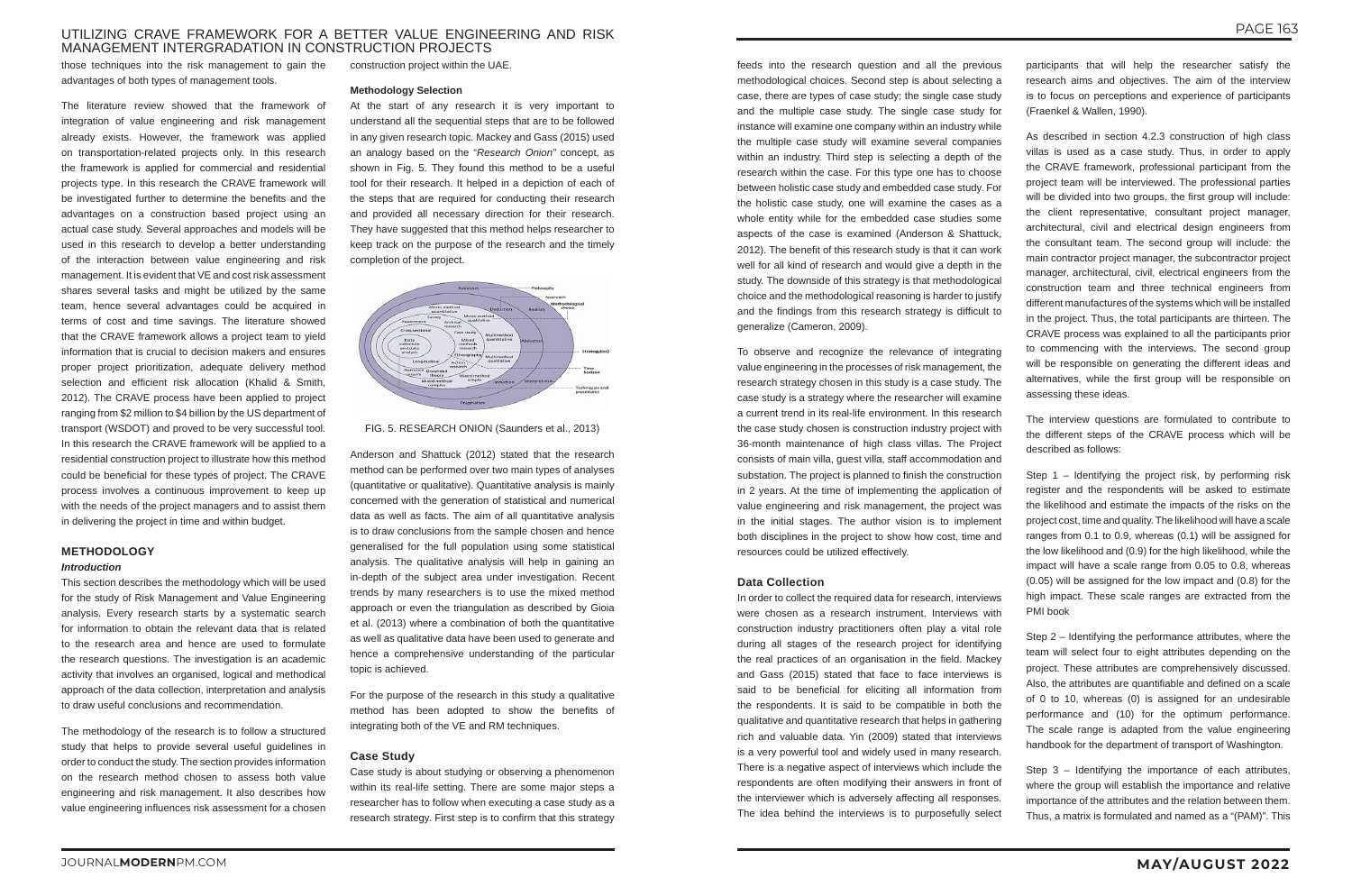those techniques into the risk management to gain the advantages of both types of management tools.

The literature review showed that the framework of integration of value engineering and risk management already exists. However, the framework was applied on transportation-related projects only. In this research the framework is applied for commercial and residential projects type. In this research the CRAVE framework will be investigated further to determine the benefits and the advantages on a construction based project using an actual case study. Several approaches and models will be used in this research to develop a better understanding of the interaction between value engineering and risk management. It is evident that VE and cost risk assessment shares several tasks and might be utilized by the same team, hence several advantages could be acquired in terms of cost and time savings. The literature showed that the CRAVE framework allows a project team to yield information that is crucial to decision makers and ensures proper project prioritization, adequate delivery method selection and efficient risk allocation (Khalid & Smith, 2012). The CRAVE process have been applied to project ranging from $2 million to $4 billion by the US department of transport (WSDOT) and proved to be very successful tool. In this research the CRAVE framework will be applied to a residential construction project to illustrate how this method could be beneficial for these types of project. The CRAVE process involves a continuous improvement to keep up with the needs of the project managers and to assist them in delivering the project in time and within budget.

## METHODOLOGY

### *Introduction*

This section describes the methodology which will be used for the study of Risk Management and Value Engineering analysis. Every research starts by a systematic search for information to obtain the relevant data that is related to the research area and hence are used to formulate the research questions. The investigation is an academic activity that involves an organised, logical and methodical approach of the data collection, interpretation and analysis to draw useful conclusions and recommendation.

The methodology of the research is to follow a structured study that helps to provide several useful guidelines in order to conduct the study. The section provides information on the research method chosen to assess both value engineering and risk management. It also describes how value engineering influences risk assessment for a chosen construction project within the UAE.

### Methodology Selection

At the start of any research it is very important to understand all the sequential steps that are to be followed in any given research topic. Mackey and Gass (2015) used an analogy based on the "*Research Onion*" concept, as shown in Fig. 5. They found this method to be a useful tool for their research. It helped in a depiction of each of the steps that are required for conducting their research and provided all necessary direction for their research. They have suggested that this method helps researcher to keep track on the purpose of the research and the timely completion of the project.

FIG. 5. RESEARCH ONION (Saunders et al., 2013)

Anderson and Shattuck (2012) stated that the research method can be performed over two main types of analyses (quantitative or qualitative). Quantitative analysis is mainly concerned with the generation of statistical and numerical data as well as facts. The aim of all quantitative analysis is to draw conclusions from the sample chosen and hence generalised for the full population using some statistical analysis. The qualitative analysis will help in gaining an in-depth of the subject area under investigation. Recent trends by many researchers is to use the mixed method approach or even the triangulation as described by Gioia et al. (2013) where a combination of both the quantitative as well as qualitative data have been used to generate and hence a comprehensive understanding of the particular topic is achieved.

For the purpose of the research in this study a qualitative method has been adopted to show the benefits of integrating both of the VE and RM techniques.

### Case Study

Case study is about studying or observing a phenomenon within its real-life setting. There are some major steps a researcher has to follow when executing a case study as a research strategy. First step is to confirm that this strategy feeds into the research question and all the previous methodological choices. Second step is about selecting a case, there are types of case study; the single case study and the multiple case study. The single case study for instance will examine one company within an industry while the multiple case study will examine several companies within an industry. Third step is selecting a depth of the research within the case. For this type one has to choose between holistic case study and embedded case study. For the holistic case study, one will examine the cases as a whole entity while for the embedded case studies some aspects of the case is examined (Anderson & Shattuck, 2012). The benefit of this research study is that it can work well for all kind of research and would give a depth in the study. The downside of this strategy is that methodological choice and the methodological reasoning is harder to justify and the findings from this research strategy is difficult to generalize (Cameron, 2009).

To observe and recognize the relevance of integrating value engineering in the processes of risk management, the research strategy chosen in this study is a case study. The case study is a strategy where the researcher will examine a current trend in its real-life environment. In this research the case study chosen is construction industry project with 36-month maintenance of high class villas. The Project consists of main villa, guest villa, staff accommodation and substation. The project is planned to finish the construction in 2 years. At the time of implementing the application of value engineering and risk management, the project was in the initial stages. The author vision is to implement both disciplines in the project to show how cost, time and resources could be utilized effectively.

### Data Collection

In order to collect the required data for research, interviews were chosen as a research instrument. Interviews with construction industry practitioners often play a vital role during all stages of the research project for identifying the real practices of an organisation in the field. Mackey and Gass (2015) stated that face to face interviews is said to be beneficial for eliciting all information from the respondents. It is said to be compatible in both the qualitative and quantitative research that helps in gathering rich and valuable data. Yin (2009) stated that interviews is a very powerful tool and widely used in many research. There is a negative aspect of interviews which include the respondents are often modifying their answers in front of the interviewer which is adversely affecting all responses. The idea behind the interviews is to purposefully select participants that will help the researcher satisfy the research aims and objectives. The aim of the interview is to focus on perceptions and experience of participants (Fraenkel & Wallen, 1990).

As described in section 4.2.3 construction of high class villas is used as a case study. Thus, in order to apply the CRAVE framework, professional participant from the project team will be interviewed. The professional parties will be divided into two groups, the first group will include: the client representative, consultant project manager, architectural, civil and electrical design engineers from the consultant team. The second group will include: the main contractor project manager, the subcontractor project manager, architectural, civil, electrical engineers from the construction team and three technical engineers from different manufactures of the systems which will be installed in the project. Thus, the total participants are thirteen. The CRAVE process was explained to all the participants prior to commencing with the interviews. The second group will be responsible on generating the different ideas and alternatives, while the first group will be responsible on assessing these ideas.

The interview questions are formulated to contribute to the different steps of the CRAVE process which will be described as follows:

Step 1 – Identifying the project risk, by performing risk register and the respondents will be asked to estimate the likelihood and estimate the impacts of the risks on the project cost, time and quality. The likelihood will have a scale ranges from 0.1 to 0.9, whereas (0.1) will be assigned for the low likelihood and (0.9) for the high likelihood, while the impact will have a scale range from 0.05 to 0.8, whereas (0.05) will be assigned for the low impact and (0.8) for the high impact. These scale ranges are extracted from the PMI book

Step 2 – Identifying the performance attributes, where the team will select four to eight attributes depending on the project. These attributes are comprehensively discussed. Also, the attributes are quantifiable and defined on a scale of 0 to 10, whereas (0) is assigned for an undesirable performance and (10) for the optimum performance. The scale range is adapted from the value engineering handbook for the department of transport of Washington.

Step 3 – Identifying the importance of each attributes, where the group will establish the importance and relative importance of the attributes and the relation between them. Thus, a matrix is formulated and named as a "(PAM)". This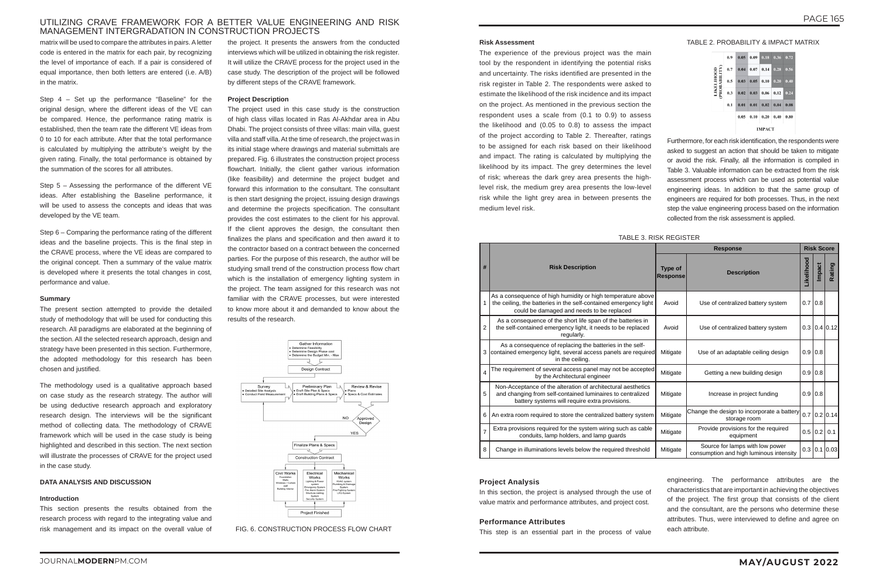matrix will be used to compare the attributes in pairs. A letter code is entered in the matrix for each pair, by recognizing the level of importance of each. If a pair is considered of equal importance, then both letters are entered (i.e. A/B) in the matrix.

Step 4 – Set up the performance "Baseline" for the original design, where the different ideas of the VE can be compared. Hence, the performance rating matrix is established, then the team rate the different VE ideas from 0 to 10 for each attribute. After that the total performance is calculated by multiplying the attribute's weight by the given rating. Finally, the total performance is obtained by the summation of the scores for all attributes.

Step 5 – Assessing the performance of the different VE ideas. After establishing the Baseline performance, it will be used to assess the concepts and ideas that was developed by the VE team.

Step 6 – Comparing the performance rating of the different ideas and the baseline projects. This is the final step in the CRAVE process, where the VE ideas are compared to the original concept. Then a summary of the value matrix is developed where it presents the total changes in cost, performance and value.

#### Summary

The present section attempted to provide the detailed study of methodology that will be used for conducting this research. All paradigms are elaborated at the beginning of the section. All the selected research approach, design and strategy have been presented in this section. Furthermore, the adopted methodology for this research has been chosen and justified.

The methodology used is a qualitative approach based on case study as the research strategy. The author will be using deductive research approach and exploratory research design. The interviews will be the significant method of collecting data. The methodology of CRAVE framework which will be used in the case study is being highlighted and described in this section. The next section will illustrate the processes of CRAVE for the project used in the case study.

## DATA ANALYSIS AND DISCUSSION

### Introduction

This section presents the results obtained from the research process with regard to the integrating value and risk management and its impact on the overall value of the project. It presents the answers from the conducted interviews which will be utilized in obtaining the risk register. It will utilize the CRAVE process for the project used in the case study. The description of the project will be followed by different steps of the CRAVE framework.

### Project Description

The project used in this case study is the construction of high class villas located in Ras Al-Akhdar area in Abu Dhabi. The project consists of three villas: main villa, guest villa and staff villa. At the time of research, the project was in its initial stage where drawings and material submittals are prepared. Fig. 6 illustrates the construction project process flowchart. Initially, the client gather various information (like feasibility) and determine the project budget and forward this information to the consultant. The consultant is then start designing the project, issuing design drawings and determine the projects specification. The consultant provides the cost estimates to the client for his approval. If the client approves the design, the consultant then finalizes the plans and specification and then award it to the contractor based on a contract between the concerned parties. For the purpose of this research, the author will be studying small trend of the construction process flow chart which is the installation of emergency lighting system in the project. The team assigned for this research was not familiar with the CRAVE processes, but were interested to know more about it and demanded to know about the results of the research.

FIG. 6. CONSTRUCTION PROCESS FLOW CHART

### Risk Assessment

The experience of the previous project was the main tool by the respondent in identifying the potential risks and uncertainty. The risks identified are presented in the risk register in Table 2. The respondents were asked to estimate the likelihood of the risk incidence and its impact on the project. As mentioned in the previous section the respondent uses a scale from (0.1 to 0.9) to assess the likelihood and (0.05 to 0.8) to assess the impact of the project according to Table 2. Thereafter, ratings to be assigned for each risk based on their likelihood and impact. The rating is calculated by multiplying the likelihood by its impact. The grey determines the level of risk; whereas the dark grey area presents the high-level risk, the medium grey area presents the low-level risk while the light grey area in between presents the medium level risk.

TABLE 2. PROBABILITY & IMPACT MATRIX

| LIKELIHOOD (PROBABILITY) | | | | | | |
|---|---|---|---|---|---|---|
| 0.9 | 0.05 | 0.09 | 0.18 | 0.36 | 0.72 |
| 0.7 | 0.04 | 0.07 | 0.14 | 0.28 | 0.56 |
| 0.5 | 0.03 | 0.05 | 0.10 | 0.20 | 0.40 |
| 0.3 | 0.02 | 0.03 | 0.06 | 0.12 | 0.24 |
| 0.1 | 0.01 | 0.01 | 0.02 | 0.04 | 0.08 |
| | 0.05 | 0.10 | 0.20 | 0.40 | 0.80 |
| | IMPACT | | | | |

Furthermore, for each risk identification, the respondents were asked to suggest an action that should be taken to mitigate or avoid the risk. Finally, all the information is compiled in Table 3. Valuable information can be extracted from the risk assessment process which can be used as potential value engineering ideas. In addition to that the same group of engineers are required for both processes. Thus, in the next step the value engineering process based on the information collected from the risk assessment is applied.

TABLE 3. RISK REGISTER

| # | Risk Description | Response | | Risk Score | | |
|---|---|---|---|---|---|---|
| | | Type of Response | Description | Likelihood | Impact | Rating |
| 1 | As a consequence of high humidity or high temperature above the ceiling, the batteries in the self-contained emergency light could be damaged and needs to be replaced | Avoid | Use of centralized battery system | 0.7 | 0.8 | |
| 2 | As a consequence of the short life span of the batteries in the self-contained emergency light, it needs to be replaced regularly. | Avoid | Use of centralized battery system | 0.3 | 0.4 | 0.12 |
| 3 | As a consequence of replacing the batteries in the self-contained emergency light, several access panels are required in the ceiling. | Mitigate | Use of an adaptable ceiling design | 0.9 | 0.8 | |
| 4 | The requirement of several access panel may not be accepted by the Architectural engineer | Mitigate | Getting a new building design | 0.9 | 0.8 | |
| 5 | Non-Acceptance of the alteration of architectural aesthetics and changing from self-contained luminaires to centralized battery systems will require extra provisions. | Mitigate | Increase in project funding | 0.9 | 0.8 | |
| 6 | An extra room required to store the centralized battery system | Mitigate | Change the design to incorporate a battery storage room | 0.7 | 0.2 | 0.14 |
| 7 | Extra provisions required for the system wiring such as cable conduits, lamp holders, and lamp guards | Mitigate | Provide provisions for the required equipment | 0.5 | 0.2 | 0.1 |
| 8 | Change in illuminations levels below the required threshold | Mitigate | Source for lamps with low power consumption and high luminous intensity | 0.3 | 0.1 | 0.03 |

### Project Analysis

In this section, the project is analysed through the use of value matrix and performance attributes, and project cost.

### Performance Attributes

This step is an essential part in the process of value engineering. The performance attributes are the characteristics that are important in achieving the objectives of the project. The first group that consists of the client and the consultant, are the persons who determine these attributes. Thus, were interviewed to define and agree on each attribute.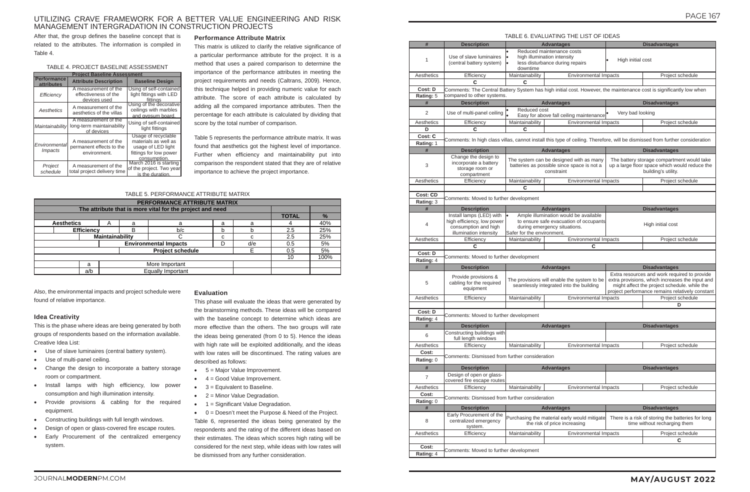After that, the group defines the baseline concept that is related to the attributes. The information is compiled in Table 4.

TABLE 4. PROJECT BASELINE ASSESSMENT

| Project Baseline Assessment | | |
|---|---|---|
| **Performance attributes** | **Attribute Description** | **Baseline Design** |
| *Efficiency* | A measurement of the effectiveness of the devices used | Using of self-contained light fittings with LED fittings |
| *Aesthetics* | A measurement of the aesthetics of the villas | Using of the decorative ceilings with marbles and gypsum board. |
| *Maintainability* | A measurement of the long-term maintainability of devices | Using of self-contained light fittings |
| *Environmental Impacts* | A measurement of the permanent effects to the environment. | Usage of recyclable materials as well as usage of LED light fittings for low power consumption. |
| *Project schedule* | A measurement of the total project delivery time | March 2016 is starting of the project. Two year is the duration. |

### Performance Attribute Matrix

This matrix is utilized to clarify the relative significance of a particular performance attribute for the project. It is a method that uses a paired comparison to determine the importance of the performance attributes in meeting the project requirements and needs (Caltrans, 2009). Hence, this technique helped in providing numeric value for each attribute. The score of each attribute is calculated by adding all the compared importance attributes. Then the percentage for each attribute is calculated by dividing that score by the total number of comparison.

Table 5 represents the performance attribute matrix. It was found that aesthetics got the highest level of importance. Further when efficiency and maintainability put into comparison the respondent stated that they are of relative importance to achieve the project importance.

TABLE 5. PERFORMANCE ATTRIBUTE MATRIX

| PERFORMANCE ATTRIBUTE MATRIX | | | | | | | |
|---|---|---|---|---|---|---|---|
| The attribute that is more vital for the project and need | | | | | | | |
| | | | | | | **TOTAL** | **%** |
| **Aesthetics** | A | a | a | a | a | 4 | 40% |
| **Efficiency** | | B | b/c | b | b | 2.5 | 25% |
| **Maintainability** | | | C | c | c | 2.5 | 25% |
| **Environmental Impacts** | | | | D | d/e | 0.5 | 5% |
| **Project schedule** | | | | | E | 0.5 | 5% |
| | | | | | | 10 | 100% |
| a | More Important | | | | | | |
| a/b | Equally Important | | | | | | |

Also, the environmental impacts and project schedule were found of relative importance.

### Idea Creativity

This is the phase where ideas are being generated by both groups of respondents based on the information available. Creative Idea List:

- Use of slave luminaires (central battery system).
- Use of multi-panel ceiling.
- Change the design to incorporate a battery storage room or compartment.
- Install lamps with high efficiency, low power consumption and high illumination intensity.
- Provide provisions & cabling for the required equipment.
- Constructing buildings with full length windows.
- Design of open or glass-covered fire escape routes.
- Early Procurement of the centralized emergency system.

### Evaluation

This phase will evaluate the ideas that were generated by the brainstorming methods. These ideas will be compared with the baseline concept to determine which ideas are more effective than the others. The two groups will rate the ideas being generated (from 0 to 5). Hence the ideas with high rate will be exploited additionally, and the ideas with low rates will be discontinued. The rating values are described as follows:

- 5 = Major Value Improvement.
- 4 = Good Value Improvement.
- 3 = Equivalent to Baseline.
- 2 = Minor Value Degradation.
- 1 = Significant Value Degradation.
- 0 = Doesn't meet the Purpose & Need of the Project.

Table 6, represented the ideas being generated by the respondents and the rating of the different ideas based on their estimates. The ideas which scores high rating will be considered for the next step, while ideas with low rates will be dismissed from any further consideration.

TABLE 6. EVALUATING THE LIST OF IDEAS

| # | Description | Advantages | | Disadvantages | |
|---|---|---|---|---|---|
| 1 | Use of slave luminaires (central battery system) | • Reduced maintenance costs • high illumination intensity • less disturbance during repairs downtime | | • High initial cost | |
| Aesthetics | Efficiency | Maintainability | Environmental Impacts | | Project schedule |
| | C | C | | | |
| Cost: D / Rating: 5 | Comments: The Central Battery System has high initial cost. However, the maintenance cost is significantly low when compared to other systems. | | | | |
| # | Description | Advantages | | Disadvantages | |
| 2 | Use of multi-panel ceiling | • Reduced cost • Easy for above fall ceiling maintenance | | • Very bad looking | |
| Aesthetics | Efficiency | Maintainability | Environmental Impacts | | Project schedule |
| D | C | C | | | |
| Cost: C / Rating: 1 | Comments: In high class villas, cannot install this type of ceiling. Therefore, will be dismissed from further consideration | | | | |
| # | Description | Advantages | | Disadvantages | |
| 3 | Change the design to incorporate a battery storage room or compartment | The system can be designed with as many batteries as possible since space is not a constraint | | The battery storage compartment would take up a large floor space which would reduce the building's utility. | |
| Aesthetics | Efficiency | Maintainability | Environmental Impacts | | Project schedule |
| | | C | | | |
| Cost: CD / Rating: 3 | Comments: Moved to further development | | | | |
| # | Description | Advantages | | Disadvantages | |
| 4 | Install lamps (LED) with high efficiency, low power consumption and high illumination intensity | • Ample illumination would be available to ensure safe evacuation of occupants during emergency situations. Safer for the environment. | | High initial cost | |
| Aesthetics | Efficiency | Maintainability | Environmental Impacts | | Project schedule |
| | C | | C | | |
| Cost: D / Rating: 4 | Comments: Moved to further development | | | | |
| # | Description | Advantages | | Disadvantages | |
| 5 | Provide provisions & cabling for the required equipment | The provisions will enable the system to be seamlessly integrated into the building | | Extra resources and work required to provide extra provisions, which increases the input and might affect the project schedule. while the project performance remains relatively constant | |
| Aesthetics | Efficiency | Maintainability | Environmental Impacts | | Project schedule |
| | | | | | D |
| Cost: D / Rating: 4 | Comments: Moved to further development | | | | |
| # | Description | Advantages | | Disadvantages | |
| 6 | Constructing buildings with full length windows | | | | |
| Aesthetics | Efficiency | Maintainability | Environmental Impacts | | Project schedule |
| Cost: / Rating: 0 | Comments: Dismissed from further consideration | | | | |
| # | Description | Advantages | | Disadvantages | |
| 7 | Design of open or glass-covered fire escape routes | | | | |
| Aesthetics | Efficiency | Maintainability | Environmental Impacts | | Project schedule |
| Cost: / Rating: 0 | Comments: Dismissed from further consideration | | | | |
| # | Description | Advantages | | Disadvantages | |
| 8 | Early Procurement of the centralized emergency system. | Purchasing the material early would mitigate the risk of price increasing | | There is a risk of storing the batteries for long time without recharging them | |
| Aesthetics | Efficiency | Maintainability | Environmental Impacts | | Project schedule |
| | | | | | C |
| Cost: / Rating: 4 | Comments: Moved to further development | | | | |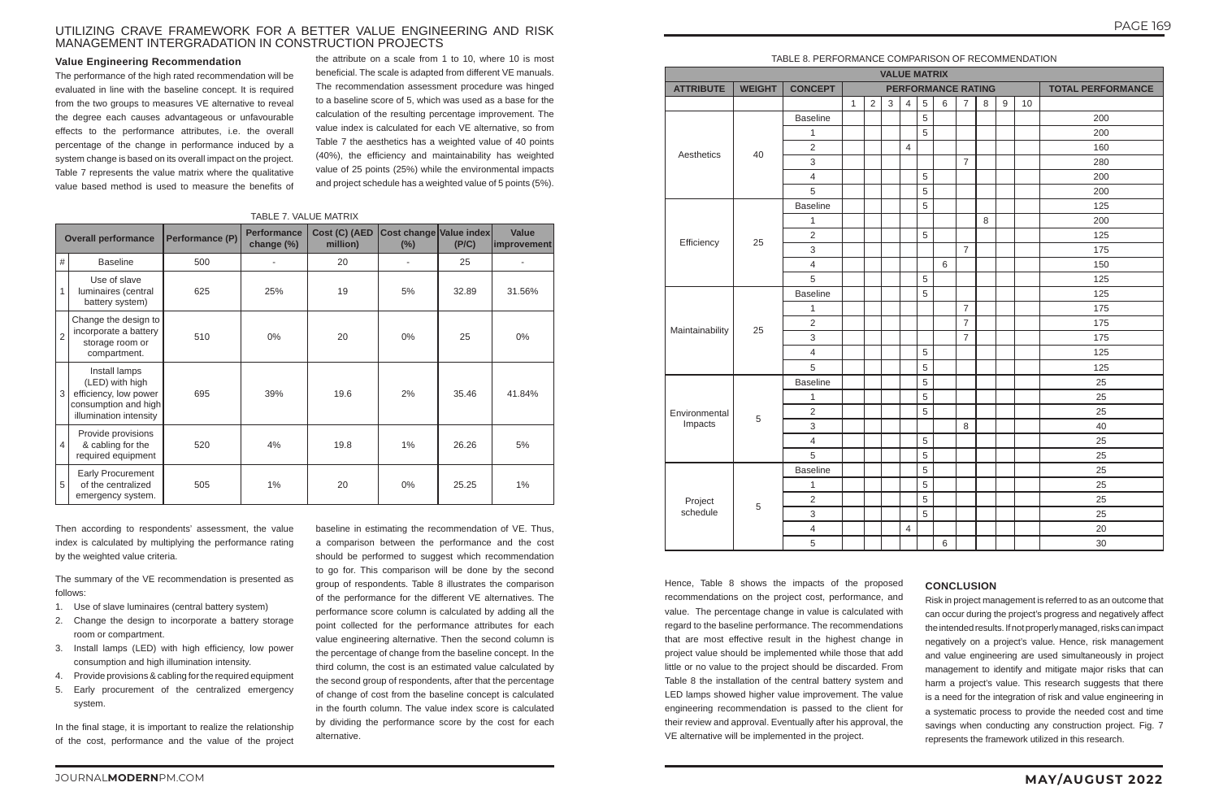### Value Engineering Recommendation

The performance of the high rated recommendation will be evaluated in line with the baseline concept. It is required from the two groups to measures VE alternative to reveal the degree each causes advantageous or unfavourable effects to the performance attributes, i.e. the overall percentage of the change in performance induced by a system change is based on its overall impact on the project. Table 7 represents the value matrix where the qualitative value based method is used to measure the benefits of the attribute on a scale from 1 to 10, where 10 is most beneficial. The scale is adapted from different VE manuals. The recommendation assessment procedure was hinged to a baseline score of 5, which was used as a base for the calculation of the resulting percentage improvement. The value index is calculated for each VE alternative, so from Table 7 the aesthetics has a weighted value of 40 points (40%), the efficiency and maintainability has weighted value of 25 points (25%) while the environmental impacts and project schedule has a weighted value of 5 points (5%).

TABLE 7. VALUE MATRIX

| # | Overall performance | Performance (P) | Performance change (%) | Cost (C) (AED million) | Cost change (%) | Value index (P/C) | Value improvement |
|---|---|---|---|---|---|---|---|
| # | Baseline | 500 | - | 20 | - | 25 | - |
| 1 | Use of slave luminaires (central battery system) | 625 | 25% | 19 | 5% | 32.89 | 31.56% |
| 2 | Change the design to incorporate a battery storage room or compartment. | 510 | 0% | 20 | 0% | 25 | 0% |
| 3 | Install lamps (LED) with high efficiency, low power consumption and high illumination intensity | 695 | 39% | 19.6 | 2% | 35.46 | 41.84% |
| 4 | Provide provisions & cabling for the required equipment | 520 | 4% | 19.8 | 1% | 26.26 | 5% |
| 5 | Early Procurement of the centralized emergency system. | 505 | 1% | 20 | 0% | 25.25 | 1% |

Then according to respondents' assessment, the value index is calculated by multiplying the performance rating by the weighted value criteria.

The summary of the VE recommendation is presented as follows:

1. Use of slave luminaires (central battery system)
2. Change the design to incorporate a battery storage room or compartment.
3. Install lamps (LED) with high efficiency, low power consumption and high illumination intensity.
4. Provide provisions & cabling for the required equipment
5. Early procurement of the centralized emergency system.

In the final stage, it is important to realize the relationship of the cost, performance and the value of the project baseline in estimating the recommendation of VE. Thus, a comparison between the performance and the cost should be performed to suggest which recommendation to go for. This comparison will be done by the second group of respondents. Table 8 illustrates the comparison of the performance for the different VE alternatives. The performance score column is calculated by adding all the point collected for the performance attributes for each value engineering alternative. Then the second column is the percentage of change from the baseline concept. In the third column, the cost is an estimated value calculated by the second group of respondents, after that the percentage of change of cost from the baseline concept is calculated in the fourth column. The value index score is calculated by dividing the performance score by the cost for each alternative.

TABLE 8. PERFORMANCE COMPARISON OF RECOMMENDATION

| VALUE MATRIX | | | | | | | | | | | | | |
|---|---|---|---|---|---|---|---|---|---|---|---|---|---|
| ATTRIBUTE | WEIGHT | CONCEPT | PERFORMANCE RATING | | | | | | | | | | TOTAL PERFORMANCE |
| | | | 1 | 2 | 3 | 4 | 5 | 6 | 7 | 8 | 9 | 10 | |
| Aesthetics | 40 | Baseline | | | | | 5 | | | | | | 200 |
| | | 1 | | | | | 5 | | | | | | 200 |
| | | 2 | | | | 4 | | | | | | | 160 |
| | | 3 | | | | | | | 7 | | | | 280 |
| | | 4 | | | | | 5 | | | | | | 200 |
| | | 5 | | | | | 5 | | | | | | 200 |
| Efficiency | 25 | Baseline | | | | | 5 | | | | | | 125 |
| | | 1 | | | | | | | | 8 | | | 200 |
| | | 2 | | | | | 5 | | | | | | 125 |
| | | 3 | | | | | | | 7 | | | | 175 |
| | | 4 | | | | | | 6 | | | | | 150 |
| | | 5 | | | | | 5 | | | | | | 125 |
| Maintainability | 25 | Baseline | | | | | 5 | | | | | | 125 |
| | | 1 | | | | | | | 7 | | | | 175 |
| | | 2 | | | | | | | 7 | | | | 175 |
| | | 3 | | | | | | | 7 | | | | 175 |
| | | 4 | | | | | 5 | | | | | | 125 |
| | | 5 | | | | | 5 | | | | | | 125 |
| Environmental Impacts | 5 | Baseline | | | | | 5 | | | | | | 25 |
| | | 1 | | | | | 5 | | | | | | 25 |
| | | 2 | | | | | 5 | | | | | | 25 |
| | | 3 | | | | | | | 8 | | | | 40 |
| | | 4 | | | | | 5 | | | | | | 25 |
| | | 5 | | | | | 5 | | | | | | 25 |
| Project schedule | 5 | Baseline | | | | | 5 | | | | | | 25 |
| | | 1 | | | | | 5 | | | | | | 25 |
| | | 2 | | | | | 5 | | | | | | 25 |
| | | 3 | | | | | 5 | | | | | | 25 |
| | | 4 | | | | 4 | | | | | | | 20 |
| | | 5 | | | | | | 6 | | | | | 30 |

Hence, Table 8 shows the impacts of the proposed recommendations on the project cost, performance, and value. The percentage change in value is calculated with regard to the baseline performance. The recommendations that are most effective result in the highest change in project value should be implemented while those that add little or no value to the project should be discarded. From Table 8 the installation of the central battery system and LED lamps showed higher value improvement. The value engineering recommendation is passed to the client for their review and approval. Eventually after his approval, the VE alternative will be implemented in the project.

### CONCLUSION

Risk in project management is referred to as an outcome that can occur during the project's progress and negatively affect the intended results. If not properly managed, risks can impact negatively on a project's value. Hence, risk management and value engineering are used simultaneously in project management to identify and mitigate major risks that can harm a project's value. This research suggests that there is a need for the integration of risk and value engineering in a systematic process to provide the needed cost and time savings when conducting any construction project. Fig. 7 represents the framework utilized in this research.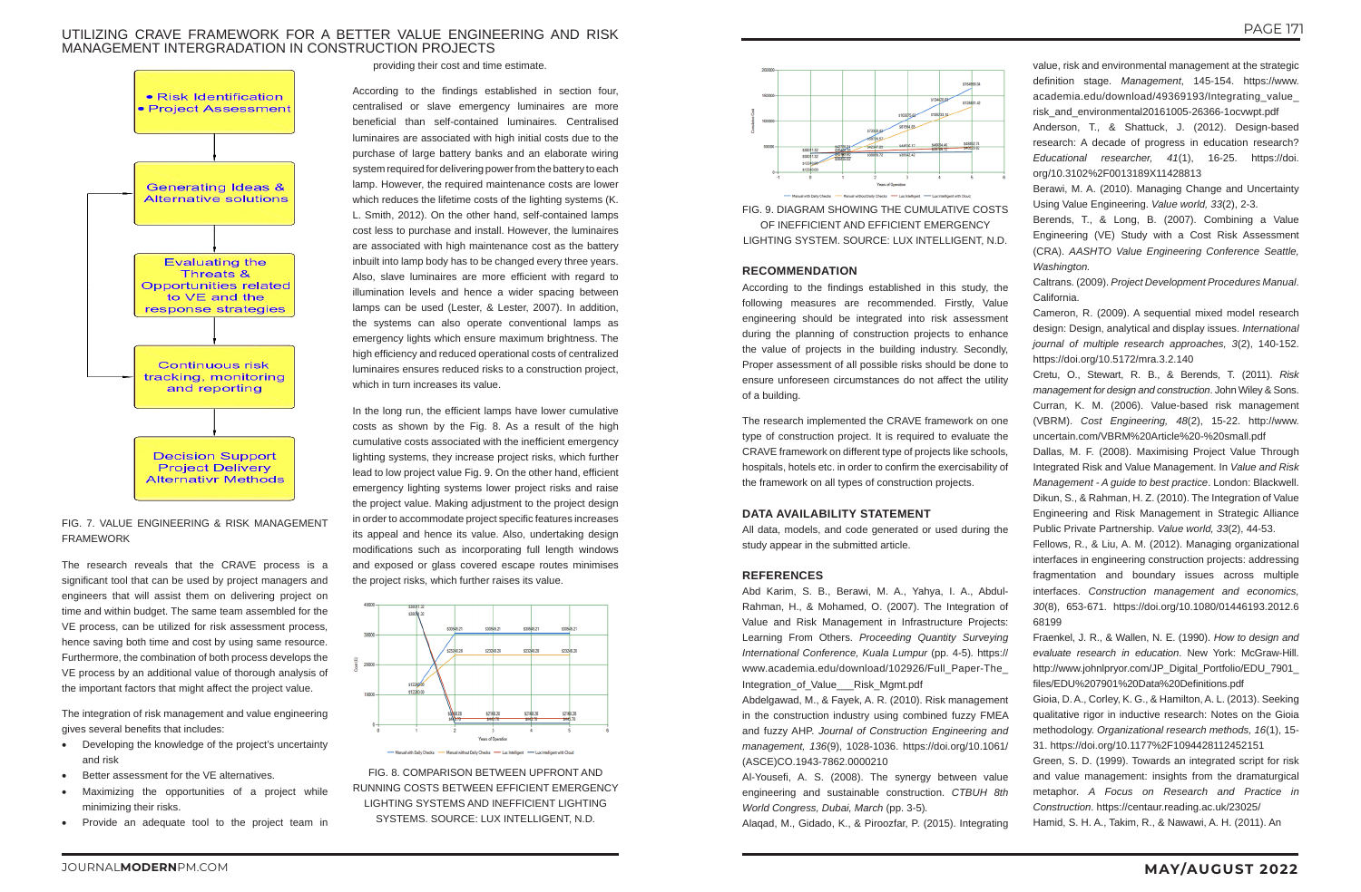Fig. 7 framework content:

- Risk Identification
- Project Assessment

Generating Ideas & Alternative solutions

Evaluating the Threats & Opportunities related to VE and the response strategies

Continuous risk tracking, monitoring and reporting

Decision Support Project Delivery Alternativr Methods

FIG. 7. VALUE ENGINEERING & RISK MANAGEMENT FRAMEWORK

The research reveals that the CRAVE process is a significant tool that can be used by project managers and engineers that will assist them on delivering project on time and within budget. The same team assembled for the VE process, can be utilized for risk assessment process, hence saving both time and cost by using same resource. Furthermore, the combination of both process develops the VE process by an additional value of thorough analysis of the important factors that might affect the project value.

The integration of risk management and value engineering gives several benefits that includes:

- Developing the knowledge of the project's uncertainty and risk
- Better assessment for the VE alternatives.
- Maximizing the opportunities of a project while minimizing their risks.
- Provide an adequate tool to the project team in providing their cost and time estimate.

According to the findings established in section four, centralised or slave emergency luminaires are more beneficial than self-contained luminaires. Centralised luminaires are associated with high initial costs due to the purchase of large battery banks and an elaborate wiring system required for delivering power from the battery to each lamp. However, the required maintenance costs are lower which reduces the lifetime costs of the lighting systems (K. L. Smith, 2012). On the other hand, self-contained lamps cost less to purchase and install. However, the luminaires are associated with high maintenance cost as the battery inbuilt into lamp body has to be changed every three years. Also, slave luminaires are more efficient with regard to illumination levels and hence a wider spacing between lamps can be used (Lester, & Lester, 2007). In addition, the systems can also operate conventional lamps as emergency lights which ensure maximum brightness. The high efficiency and reduced operational costs of centralized luminaires ensures reduced risks to a construction project, which in turn increases its value.

In the long run, the efficient lamps have lower cumulative costs as shown by the Fig. 8. As a result of the high cumulative costs associated with the inefficient emergency lighting systems, they increase project risks, which further lead to low project value Fig. 9. On the other hand, efficient emergency lighting systems lower project risks and raise the project value. Making adjustment to the project design in order to accommodate project specific features increases its appeal and hence its value. Also, undertaking design modifications such as incorporating full length windows and exposed or glass covered escape routes minimises the project risks, which further raises its value.

FIG. 8. COMPARISON BETWEEN UPFRONT AND RUNNING COSTS BETWEEN EFFICIENT EMERGENCY LIGHTING SYSTEMS AND INEFFICIENT LIGHTING SYSTEMS. SOURCE: LUX INTELLIGENT, N.D.

FIG. 9. DIAGRAM SHOWING THE CUMULATIVE COSTS OF INEFFICIENT AND EFFICIENT EMERGENCY LIGHTING SYSTEM. SOURCE: LUX INTELLIGENT, N.D.

## RECOMMENDATION

According to the findings established in this study, the following measures are recommended. Firstly, Value engineering should be integrated into risk assessment during the planning of construction projects to enhance the value of projects in the building industry. Secondly, Proper assessment of all possible risks should be done to ensure unforeseen circumstances do not affect the utility of a building.

The research implemented the CRAVE framework on one type of construction project. It is required to evaluate the CRAVE framework on different type of projects like schools, hospitals, hotels etc. in order to confirm the exercisability of the framework on all types of construction projects.

## DATA AVAILABILITY STATEMENT

All data, models, and code generated or used during the study appear in the submitted article.

## REFERENCES

Abd Karim, S. B., Berawi, M. A., Yahya, I. A., Abdul-Rahman, H., & Mohamed, O. (2007). The Integration of Value and Risk Management in Infrastructure Projects: Learning From Others. *Proceeding Quantity Surveying International Conference, Kuala Lumpur* (pp. 4-5). https://www.academia.edu/download/102926/Full_Paper-The_Integration_of_Value___Risk_Mgmt.pdf

Abdelgawad, M., & Fayek, A. R. (2010). Risk management in the construction industry using combined fuzzy FMEA and fuzzy AHP. *Journal of Construction Engineering and management, 136*(9), 1028-1036. https://doi.org/10.1061/(ASCE)CO.1943-7862.0000210

Al-Yousefi, A. S. (2008). The synergy between value engineering and sustainable construction. *CTBUH 8th World Congress, Dubai, March* (pp. 3-5).

Alaqad, M., Gidado, K., & Piroozfar, P. (2015). Integrating value, risk and environmental management at the strategic definition stage. *Management*, 145-154. https://www.academia.edu/download/49369193/Integrating_value_risk_and_environmental20161005-26366-1ocvwpt.pdf

Anderson, T., & Shattuck, J. (2012). Design-based research: A decade of progress in education research? *Educational researcher, 41*(1), 16-25. https://doi.org/10.3102%2F0013189X11428813

Berawi, M. A. (2010). Managing Change and Uncertainty Using Value Engineering. *Value world, 33*(2), 2-3.

Berends, T., & Long, B. (2007). Combining a Value Engineering (VE) Study with a Cost Risk Assessment (CRA). *AASHTO Value Engineering Conference Seattle, Washington.*

Caltrans. (2009). *Project Development Procedures Manual*. California.

Cameron, R. (2009). A sequential mixed model research design: Design, analytical and display issues. *International journal of multiple research approaches, 3*(2), 140-152. https://doi.org/10.5172/mra.3.2.140

Cretu, O., Stewart, R. B., & Berends, T. (2011). *Risk management for design and construction*. John Wiley & Sons.

Curran, K. M. (2006). Value-based risk management (VBRM). *Cost Engineering, 48*(2), 15-22. http://www.uncertain.com/VBRM%20Article%20-%20small.pdf

Dallas, M. F. (2008). Maximising Project Value Through Integrated Risk and Value Management. In *Value and Risk Management - A guide to best practice*. London: Blackwell.

Dikun, S., & Rahman, H. Z. (2010). The Integration of Value Engineering and Risk Management in Strategic Alliance Public Private Partnership. *Value world, 33*(2), 44-53.

Fellows, R., & Liu, A. M. (2012). Managing organizational interfaces in engineering construction projects: addressing fragmentation and boundary issues across multiple interfaces. *Construction management and economics, 30*(8), 653-671. https://doi.org/10.1080/01446193.2012.668199

Fraenkel, J. R., & Wallen, N. E. (1990). *How to design and evaluate research in education*. New York: McGraw-Hill. http://www.johnlpryor.com/JP_Digital_Portfolio/EDU_7901_files/EDU%207901%20Data%20Definitions.pdf

Gioia, D. A., Corley, K. G., & Hamilton, A. L. (2013). Seeking qualitative rigor in inductive research: Notes on the Gioia methodology. *Organizational research methods, 16*(1), 15-31. https://doi.org/10.1177%2F1094428112452151

Green, S. D. (1999). Towards an integrated script for risk and value management: insights from the dramaturgical metaphor. *A Focus on Research and Practice in Construction*. https://centaur.reading.ac.uk/23025/

Hamid, S. H. A., Takim, R., & Nawawi, A. H. (2011). An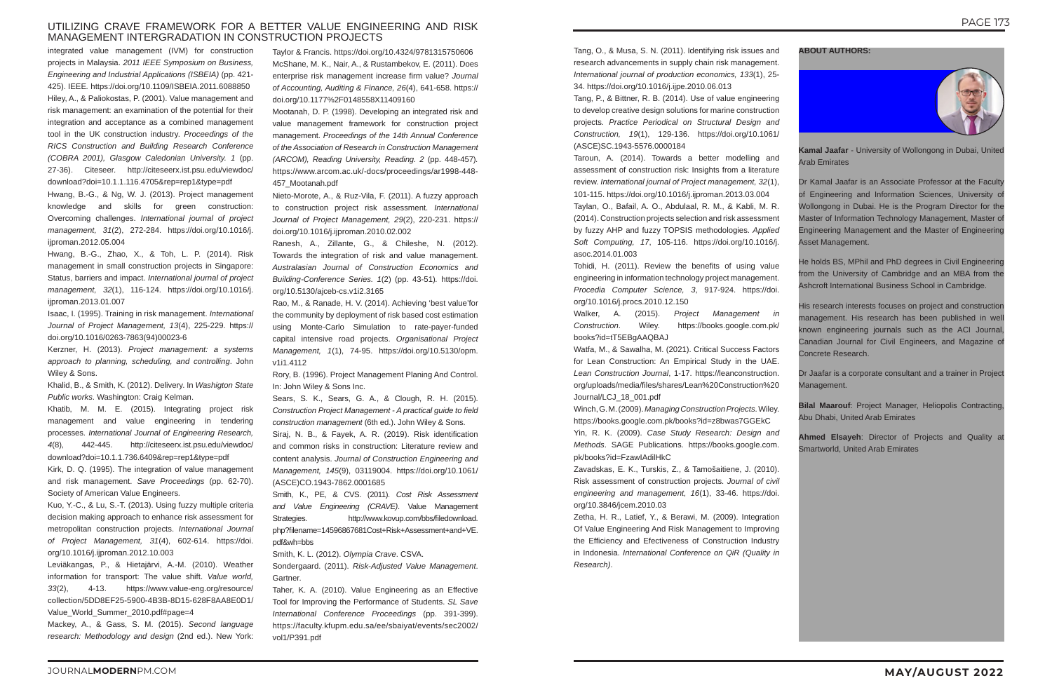integrated value management (IVM) for construction projects in Malaysia. *2011 IEEE Symposium on Business, Engineering and Industrial Applications (ISBEIA)* (pp. 421-425). IEEE. https://doi.org/10.1109/ISBEIA.2011.6088850

Hiley, A., & Paliokostas, P. (2001). Value management and risk management: an examination of the potential for their integration and acceptance as a combined management tool in the UK construction industry. *Proceedings of the RICS Construction and Building Research Conference (COBRA 2001), Glasgow Caledonian University. 1* (pp. 27-36). Citeseer. http://citeseerx.ist.psu.edu/viewdoc/download?doi=10.1.1.116.4705&rep=rep1&type=pdf

Hwang, B.-G., & Ng, W. J. (2013). Project management knowledge and skills for green construction: Overcoming challenges. *International journal of project management, 31*(2), 272-284. https://doi.org/10.1016/j.ijproman.2012.05.004

Hwang, B.-G., Zhao, X., & Toh, L. P. (2014). Risk management in small construction projects in Singapore: Status, barriers and impact. *International journal of project management, 32*(1), 116-124. https://doi.org/10.1016/j.ijproman.2013.01.007

Isaac, I. (1995). Training in risk management. *International Journal of Project Management, 13*(4), 225-229. https://doi.org/10.1016/0263-7863(94)00023-6

Kerzner, H. (2013). *Project management: a systems approach to planning, scheduling, and controlling*. John Wiley & Sons.

Khalid, B., & Smith, K. (2012). Delivery. In *Washigton State Public works*. Washington: Craig Kelman.

Khatib, M. M. E. (2015). Integrating project risk management and value engineering in tendering processes. *International Journal of Engineering Research, 4*(8), 442-445. http://citeseerx.ist.psu.edu/viewdoc/download?doi=10.1.1.736.6409&rep=rep1&type=pdf

Kirk, D. Q. (1995). The integration of value management and risk management. *Save Proceedings* (pp. 62-70). Society of American Value Engineers.

Kuo, Y.-C., & Lu, S.-T. (2013). Using fuzzy multiple criteria decision making approach to enhance risk assessment for metropolitan construction projects. *International Journal of Project Management, 31*(4), 602-614. https://doi.org/10.1016/j.ijproman.2012.10.003

Leviäkangas, P., & Hietajärvi, A.-M. (2010). Weather information for transport: The value shift. *Value world, 33*(2), 4-13. https://www.value-eng.org/resource/collection/5DD8EF25-5900-4B3B-8D15-628F8AA8E0D1/Value_World_Summer_2010.pdf#page=4

Mackey, A., & Gass, S. M. (2015). *Second language research: Methodology and design* (2nd ed.). New York: Taylor & Francis. https://doi.org/10.4324/9781315750606

McShane, M. K., Nair, A., & Rustambekov, E. (2011). Does enterprise risk management increase firm value? *Journal of Accounting, Auditing & Finance, 26*(4), 641-658. https://doi.org/10.1177%2F0148558X11409160

Mootanah, D. P. (1998). Developing an integrated risk and value management framework for construction project management. *Proceedings of the 14th Annual Conference of the Association of Research in Construction Management (ARCOM), Reading University, Reading. 2* (pp. 448-457). https://www.arcom.ac.uk/-docs/proceedings/ar1998-448-457_Mootanah.pdf

Nieto-Morote, A., & Ruz-Vila, F. (2011). A fuzzy approach to construction project risk assessment. *International Journal of Project Management, 29*(2), 220-231. https://doi.org/10.1016/j.ijproman.2010.02.002

Ranesh, A., Zillante, G., & Chileshe, N. (2012). Towards the integration of risk and value management. *Australasian Journal of Construction Economics and Building-Conference Series. 1*(2) (pp. 43-51). https://doi.org/10.5130/ajceb-cs.v1i2.3165

Rao, M., & Ranade, H. V. (2014). Achieving 'best value'for the community by deployment of risk based cost estimation using Monte-Carlo Simulation to rate-payer-funded capital intensive road projects. *Organisational Project Management, 1*(1), 74-95. https://doi.org/10.5130/opm.v1i1.4112

Rory, B. (1996). Project Management Planing And Control. In: John Wiley & Sons Inc.

Sears, S. K., Sears, G. A., & Clough, R. H. (2015). *Construction Project Management - A practical guide to field construction management* (6th ed.). John Wiley & Sons.

Siraj, N. B., & Fayek, A. R. (2019). Risk identification and common risks in construction: Literature review and content analysis. *Journal of Construction Engineering and Management, 145*(9), 03119004. https://doi.org/10.1061/(ASCE)CO.1943-7862.0001685

Smith, K., PE, & CVS. (2011). *Cost Risk Assessment and Value Engineering (CRAVE)*. Value Management Strategies. http://www.kovup.com/bbs/filedownload.php?filename=14596867681Cost+Risk+Assessment+and+VE.pdf&wh=bbs

Smith, K. L. (2012). *Olympia Crave*. CSVA.

Sondergaard. (2011). *Risk-Adjusted Value Management*. Gartner.

Taher, K. A. (2010). Value Engineering as an Effective Tool for Improving the Performance of Students. *SL Save International Conference Proceedings* (pp. 391-399). https://faculty.kfupm.edu.sa/ee/sbaiyat/events/sec2002/vol1/P391.pdf

Tang, O., & Musa, S. N. (2011). Identifying risk issues and research advancements in supply chain risk management. *International journal of production economics, 133*(1), 25-34. https://doi.org/10.1016/j.ijpe.2010.06.013

Tang, P., & Bittner, R. B. (2014). Use of value engineering to develop creative design solutions for marine construction projects. *Practice Periodical on Structural Design and Construction, 19*(1), 129-136. https://doi.org/10.1061/(ASCE)SC.1943-5576.0000184

Taroun, A. (2014). Towards a better modelling and assessment of construction risk: Insights from a literature review. *International journal of Project management, 32*(1), 101-115. https://doi.org/10.1016/j.ijproman.2013.03.004

Taylan, O., Bafail, A. O., Abdulaal, R. M., & Kabli, M. R. (2014). Construction projects selection and risk assessment by fuzzy AHP and fuzzy TOPSIS methodologies. *Applied Soft Computing, 17*, 105-116. https://doi.org/10.1016/j.asoc.2014.01.003

Tohidi, H. (2011). Review the benefits of using value engineering in information technology project management. *Procedia Computer Science, 3*, 917-924. https://doi.org/10.1016/j.procs.2010.12.150

Walker, A. (2015). *Project Management in Construction*. Wiley. https://books.google.com.pk/books?id=tT5EBgAAQBAJ

Watfa, M., & Sawalha, M. (2021). Critical Success Factors for Lean Construction: An Empirical Study in the UAE. *Lean Construction Journal*, 1-17. https://leanconstruction.org/uploads/media/files/shares/Lean%20Construction%20Journal/LCJ_18_001.pdf

Winch, G. M. (2009). *Managing Construction Projects*. Wiley. https://books.google.com.pk/books?id=z8bwas7GGEkC

Yin, R. K. (2009). *Case Study Research: Design and Methods*. SAGE Publications. https://books.google.com.pk/books?id=FzawIAdilHkC

Zavadskas, E. K., Turskis, Z., & Tamošaitiene, J. (2010). Risk assessment of construction projects. *Journal of civil engineering and management, 16*(1), 33-46. https://doi.org/10.3846/jcem.2010.03

Zetha, H. R., Latief, Y., & Berawi, M. (2009). Integration Of Value Engineering And Risk Management to Improving the Efficiency and Efectiveness of Construction Industry in Indonesia. *International Conference on QiR (Quality in Research)*.

**ABOUT AUTHORS:**

**Kamal Jaafar** - University of Wollongong in Dubai, United Arab Emirates

Dr Kamal Jaafar is an Associate Professor at the Faculty of Engineering and Information Sciences, University of Wollongong in Dubai. He is the Program Director for the Master of Information Technology Management, Master of Engineering Management and the Master of Engineering Asset Management.

He holds BS, MPhil and PhD degrees in Civil Engineering from the University of Cambridge and an MBA from the Ashcroft International Business School in Cambridge.

His research interests focuses on project and construction management. His research has been published in well known engineering journals such as the ACI Journal, Canadian Journal for Civil Engineers, and Magazine of Concrete Research.

Dr Jaafar is a corporate consultant and a trainer in Project Management.

**Bilal Maarouf**: Project Manager, Heliopolis Contracting, Abu Dhabi, United Arab Emirates

**Ahmed Elsayeh**: Director of Projects and Quality at Smartworld, United Arab Emirates